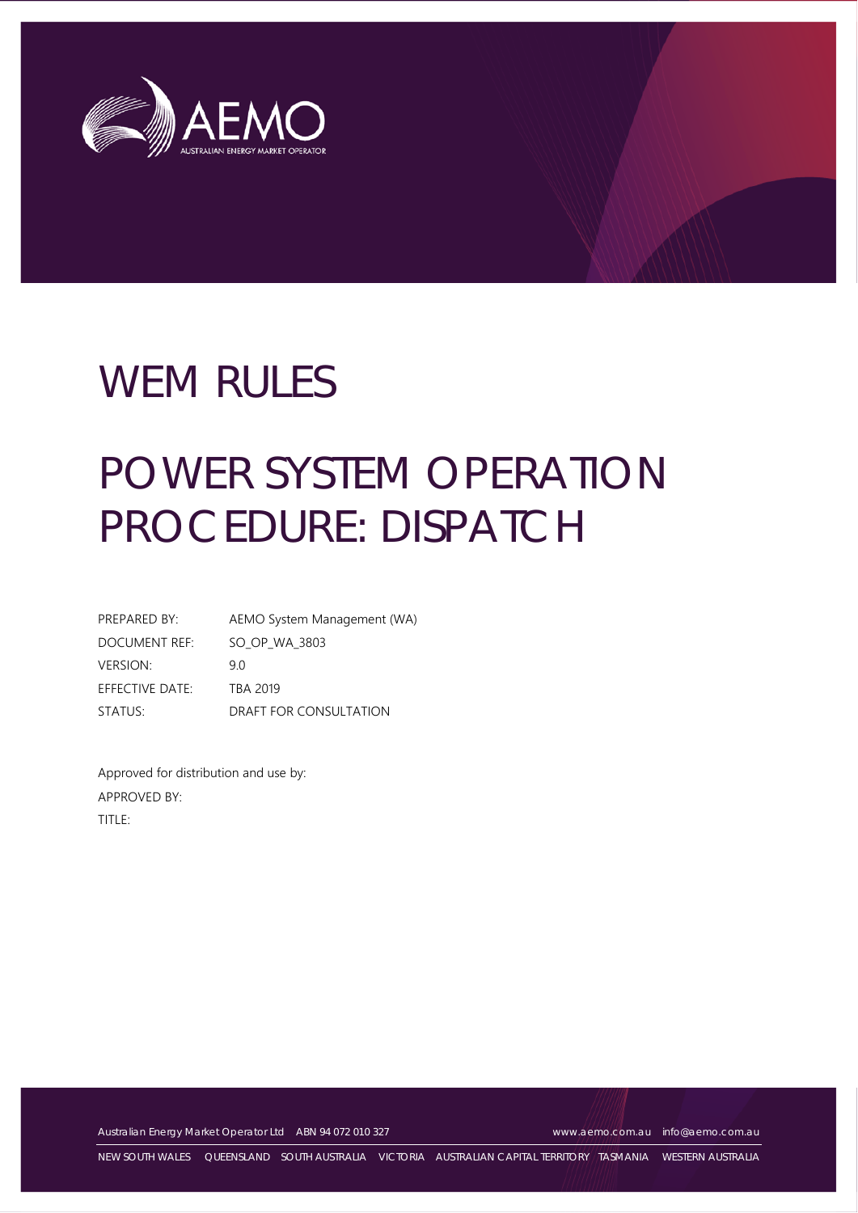# WEM RULES

# POWER SYSTEM OPERATION PROCEDURE: DISPATCH

| | |
|---|---|
| PREPARED BY: | AEMO System Management (WA) |
| DOCUMENT REF: | SO_OP_WA_3803 |
| VERSION: | 9.0 |
| EFFECTIVE DATE: | TBA 2019 |
| STATUS: | DRAFT FOR CONSULTATION |

Approved for distribution and use by:

APPROVED BY:

TITLE:

Australian Energy Market Operator Ltd ABN 94 072 010 327 www.aemo.com.au info@aemo.com.au

NEW SOUTH WALES QUEENSLAND SOUTH AUSTRALIA VICTORIA AUSTRALIAN CAPITAL TERRITORY TASMANIA WESTERN AUSTRALIA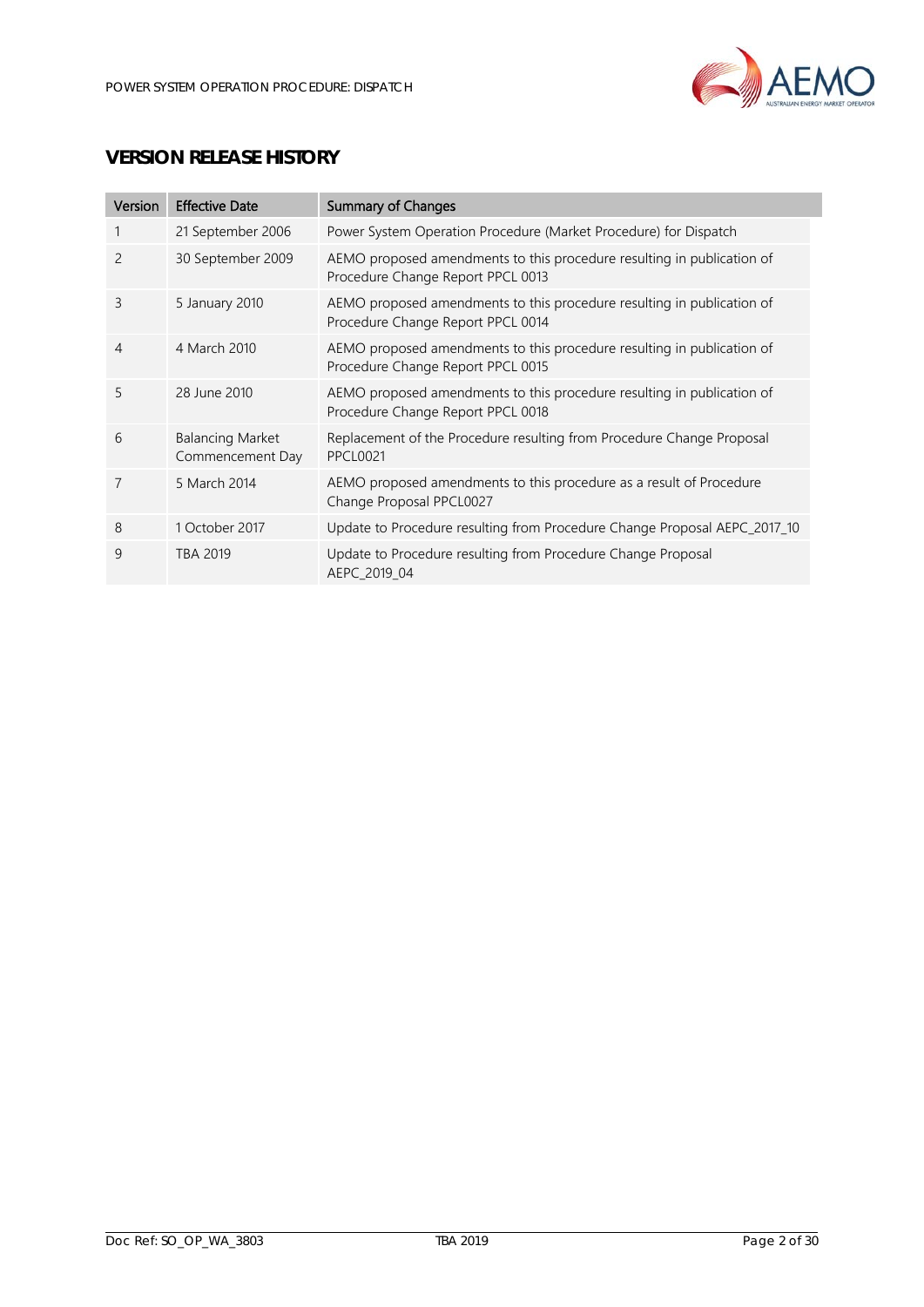## VERSION RELEASE HISTORY

| Version | Effective Date | Summary of Changes |
| --- | --- | --- |
| 1 | 21 September 2006 | Power System Operation Procedure (Market Procedure) for Dispatch |
| 2 | 30 September 2009 | AEMO proposed amendments to this procedure resulting in publication of Procedure Change Report PPCL 0013 |
| 3 | 5 January 2010 | AEMO proposed amendments to this procedure resulting in publication of Procedure Change Report PPCL 0014 |
| 4 | 4 March 2010 | AEMO proposed amendments to this procedure resulting in publication of Procedure Change Report PPCL 0015 |
| 5 | 28 June 2010 | AEMO proposed amendments to this procedure resulting in publication of Procedure Change Report PPCL 0018 |
| 6 | Balancing Market Commencement Day | Replacement of the Procedure resulting from Procedure Change Proposal PPCL0021 |
| 7 | 5 March 2014 | AEMO proposed amendments to this procedure as a result of Procedure Change Proposal PPCL0027 |
| 8 | 1 October 2017 | Update to Procedure resulting from Procedure Change Proposal AEPC_2017_10 |
| 9 | TBA 2019 | Update to Procedure resulting from Procedure Change Proposal AEPC_2019_04 |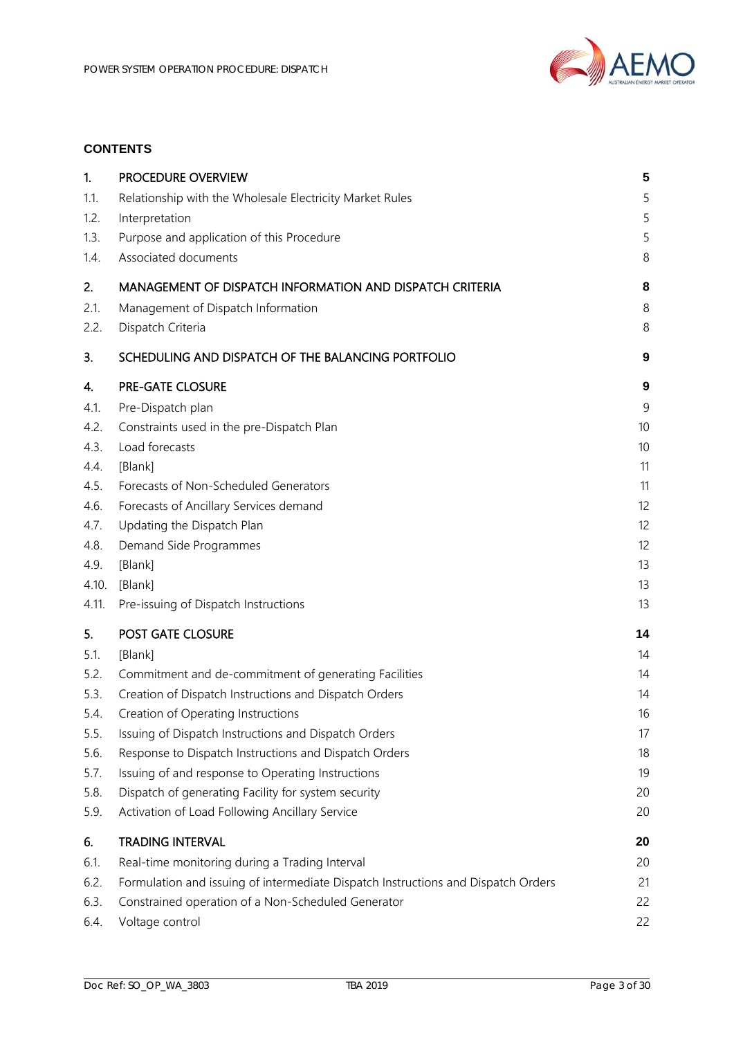**CONTENTS**

| | | |
|---|---|---|
| **1.** | **PROCEDURE OVERVIEW** | **5** |
| 1.1. | Relationship with the Wholesale Electricity Market Rules | 5 |
| 1.2. | Interpretation | 5 |
| 1.3. | Purpose and application of this Procedure | 5 |
| 1.4. | Associated documents | 8 |
| **2.** | **MANAGEMENT OF DISPATCH INFORMATION AND DISPATCH CRITERIA** | **8** |
| 2.1. | Management of Dispatch Information | 8 |
| 2.2. | Dispatch Criteria | 8 |
| **3.** | **SCHEDULING AND DISPATCH OF THE BALANCING PORTFOLIO** | **9** |
| **4.** | **PRE-GATE CLOSURE** | **9** |
| 4.1. | Pre-Dispatch plan | 9 |
| 4.2. | Constraints used in the pre-Dispatch Plan | 10 |
| 4.3. | Load forecasts | 10 |
| 4.4. | [Blank] | 11 |
| 4.5. | Forecasts of Non-Scheduled Generators | 11 |
| 4.6. | Forecasts of Ancillary Services demand | 12 |
| 4.7. | Updating the Dispatch Plan | 12 |
| 4.8. | Demand Side Programmes | 12 |
| 4.9. | [Blank] | 13 |
| 4.10. | [Blank] | 13 |
| 4.11. | Pre-issuing of Dispatch Instructions | 13 |
| **5.** | **POST GATE CLOSURE** | **14** |
| 5.1. | [Blank] | 14 |
| 5.2. | Commitment and de-commitment of generating Facilities | 14 |
| 5.3. | Creation of Dispatch Instructions and Dispatch Orders | 14 |
| 5.4. | Creation of Operating Instructions | 16 |
| 5.5. | Issuing of Dispatch Instructions and Dispatch Orders | 17 |
| 5.6. | Response to Dispatch Instructions and Dispatch Orders | 18 |
| 5.7. | Issuing of and response to Operating Instructions | 19 |
| 5.8. | Dispatch of generating Facility for system security | 20 |
| 5.9. | Activation of Load Following Ancillary Service | 20 |
| **6.** | **TRADING INTERVAL** | **20** |
| 6.1. | Real-time monitoring during a Trading Interval | 20 |
| 6.2. | Formulation and issuing of intermediate Dispatch Instructions and Dispatch Orders | 21 |
| 6.3. | Constrained operation of a Non-Scheduled Generator | 22 |
| 6.4. | Voltage control | 22 |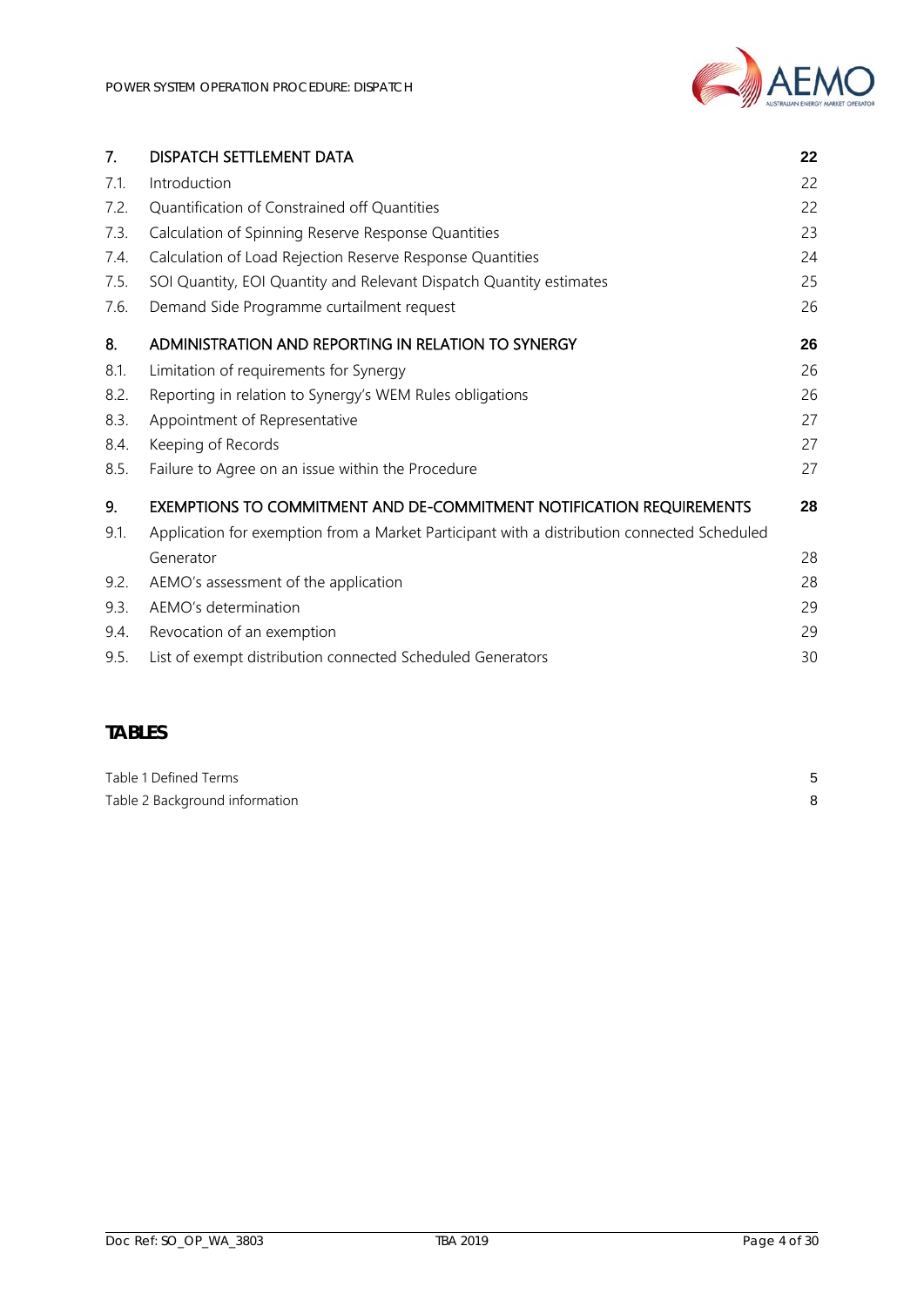| | | |
|---|---|---|
| **7.** | **DISPATCH SETTLEMENT DATA** | **22** |
| 7.1. | Introduction | 22 |
| 7.2. | Quantification of Constrained off Quantities | 22 |
| 7.3. | Calculation of Spinning Reserve Response Quantities | 23 |
| 7.4. | Calculation of Load Rejection Reserve Response Quantities | 24 |
| 7.5. | SOI Quantity, EOI Quantity and Relevant Dispatch Quantity estimates | 25 |
| 7.6. | Demand Side Programme curtailment request | 26 |
| **8.** | **ADMINISTRATION AND REPORTING IN RELATION TO SYNERGY** | **26** |
| 8.1. | Limitation of requirements for Synergy | 26 |
| 8.2. | Reporting in relation to Synergy's WEM Rules obligations | 26 |
| 8.3. | Appointment of Representative | 27 |
| 8.4. | Keeping of Records | 27 |
| 8.5. | Failure to Agree on an issue within the Procedure | 27 |
| **9.** | **EXEMPTIONS TO COMMITMENT AND DE-COMMITMENT NOTIFICATION REQUIREMENTS** | **28** |
| 9.1. | Application for exemption from a Market Participant with a distribution connected Scheduled Generator | 28 |
| 9.2. | AEMO's assessment of the application | 28 |
| 9.3. | AEMO's determination | 29 |
| 9.4. | Revocation of an exemption | 29 |
| 9.5. | List of exempt distribution connected Scheduled Generators | 30 |

## TABLES

| | |
|---|---|
| Table 1 Defined Terms | 5 |
| Table 2 Background information | 8 |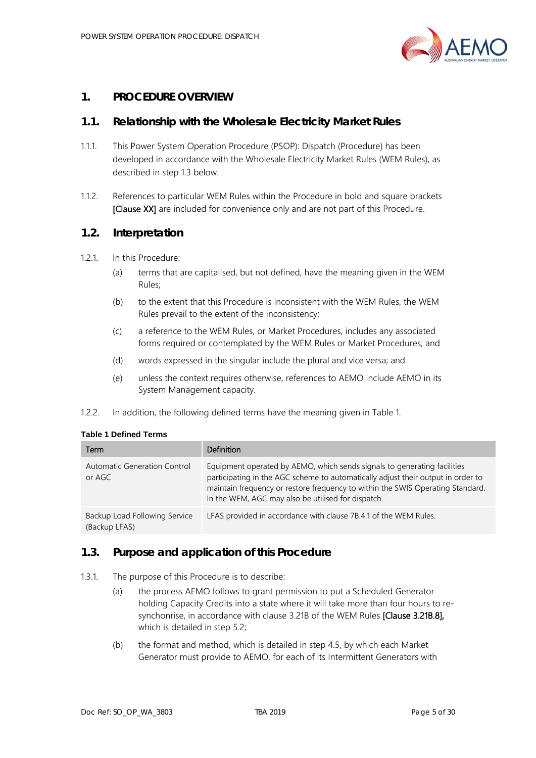# 1. PROCEDURE OVERVIEW

## 1.1. Relationship with the Wholesale Electricity Market Rules

1.1.1. This Power System Operation Procedure (PSOP): Dispatch (Procedure) has been developed in accordance with the Wholesale Electricity Market Rules (WEM Rules), as described in step 1.3 below.

1.1.2. References to particular WEM Rules within the Procedure in bold and square brackets **[Clause XX]** are included for convenience only and are not part of this Procedure.

## 1.2. Interpretation

1.2.1. In this Procedure:

(a) terms that are capitalised, but not defined, have the meaning given in the WEM Rules;

(b) to the extent that this Procedure is inconsistent with the WEM Rules, the WEM Rules prevail to the extent of the inconsistency;

(c) a reference to the WEM Rules, or Market Procedures, includes any associated forms required or contemplated by the WEM Rules or Market Procedures; and

(d) words expressed in the singular include the plural and vice versa; and

(e) unless the context requires otherwise, references to AEMO include AEMO in its System Management capacity.

1.2.2. In addition, the following defined terms have the meaning given in Table 1.

**Table 1 Defined Terms**

| Term | Definition |
|---|---|
| Automatic Generation Control or AGC | Equipment operated by AEMO, which sends signals to generating facilities participating in the AGC scheme to automatically adjust their output in order to maintain frequency or restore frequency to within the SWIS Operating Standard. In the WEM, AGC may also be utilised for dispatch. |
| Backup Load Following Service (Backup LFAS) | LFAS provided in accordance with clause 7B.4.1 of the WEM Rules. |

## 1.3. Purpose and application of this Procedure

1.3.1. The purpose of this Procedure is to describe:

(a) the process AEMO follows to grant permission to put a Scheduled Generator holding Capacity Credits into a state where it will take more than four hours to re-synchonrise, in accordance with clause 3.21B of the WEM Rules **[Clause 3.21B.8]**, which is detailed in step 5.2;

(b) the format and method, which is detailed in step 4.5, by which each Market Generator must provide to AEMO, for each of its Intermittent Generators with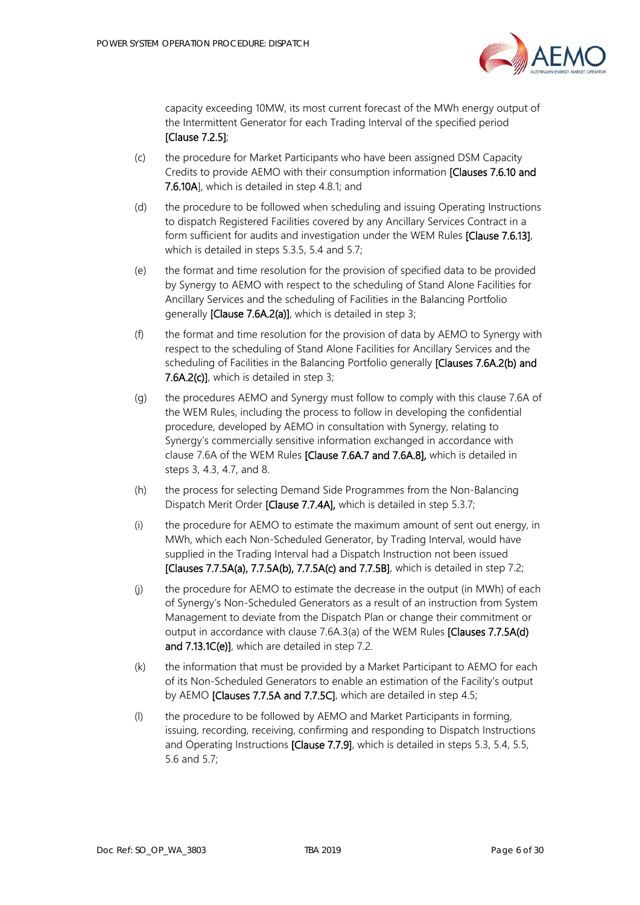capacity exceeding 10MW, its most current forecast of the MWh energy output of the Intermittent Generator for each Trading Interval of the specified period **[Clause 7.2.5]**;

(c) the procedure for Market Participants who have been assigned DSM Capacity Credits to provide AEMO with their consumption information **[Clauses 7.6.10 and 7.6.10A]**, which is detailed in step 4.8.1; and

(d) the procedure to be followed when scheduling and issuing Operating Instructions to dispatch Registered Facilities covered by any Ancillary Services Contract in a form sufficient for audits and investigation under the WEM Rules **[Clause 7.6.13]**, which is detailed in steps 5.3.5, 5.4 and 5.7;

(e) the format and time resolution for the provision of specified data to be provided by Synergy to AEMO with respect to the scheduling of Stand Alone Facilities for Ancillary Services and the scheduling of Facilities in the Balancing Portfolio generally **[Clause 7.6A.2(a)]**, which is detailed in step 3;

(f) the format and time resolution for the provision of data by AEMO to Synergy with respect to the scheduling of Stand Alone Facilities for Ancillary Services and the scheduling of Facilities in the Balancing Portfolio generally **[Clauses 7.6A.2(b) and 7.6A.2(c)]**, which is detailed in step 3;

(g) the procedures AEMO and Synergy must follow to comply with this clause 7.6A of the WEM Rules, including the process to follow in developing the confidential procedure, developed by AEMO in consultation with Synergy, relating to Synergy's commercially sensitive information exchanged in accordance with clause 7.6A of the WEM Rules **[Clause 7.6A.7 and 7.6A.8],** which is detailed in steps 3, 4.3, 4.7, and 8.

(h) the process for selecting Demand Side Programmes from the Non-Balancing Dispatch Merit Order **[Clause 7.7.4A],** which is detailed in step 5.3.7;

(i) the procedure for AEMO to estimate the maximum amount of sent out energy, in MWh, which each Non-Scheduled Generator, by Trading Interval, would have supplied in the Trading Interval had a Dispatch Instruction not been issued **[Clauses 7.7.5A(a), 7.7.5A(b), 7.7.5A(c) and 7.7.5B]**, which is detailed in step 7.2;

(j) the procedure for AEMO to estimate the decrease in the output (in MWh) of each of Synergy's Non-Scheduled Generators as a result of an instruction from System Management to deviate from the Dispatch Plan or change their commitment or output in accordance with clause 7.6A.3(a) of the WEM Rules **[Clauses 7.7.5A(d) and 7.13.1C(e)]**, which are detailed in step 7.2.

(k) the information that must be provided by a Market Participant to AEMO for each of its Non-Scheduled Generators to enable an estimation of the Facility's output by AEMO **[Clauses 7.7.5A and 7.7.5C]**, which are detailed in step 4.5;

(l) the procedure to be followed by AEMO and Market Participants in forming, issuing, recording, receiving, confirming and responding to Dispatch Instructions and Operating Instructions **[Clause 7.7.9]**, which is detailed in steps 5.3, 5.4, 5.5, 5.6 and 5.7;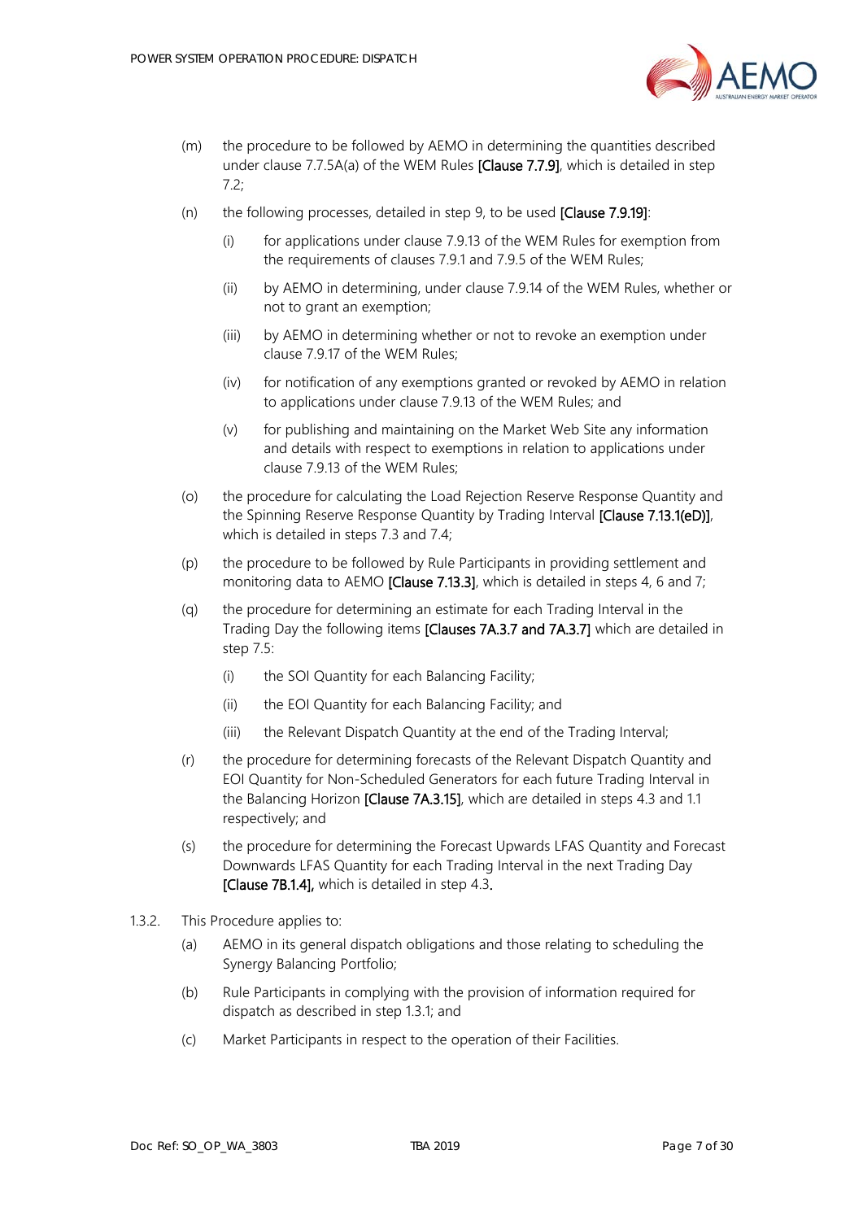(m) the procedure to be followed by AEMO in determining the quantities described under clause 7.7.5A(a) of the WEM Rules **[Clause 7.7.9]**, which is detailed in step 7.2;

(n) the following processes, detailed in step 9, to be used **[Clause 7.9.19]**:

   (i) for applications under clause 7.9.13 of the WEM Rules for exemption from the requirements of clauses 7.9.1 and 7.9.5 of the WEM Rules;

   (ii) by AEMO in determining, under clause 7.9.14 of the WEM Rules, whether or not to grant an exemption;

   (iii) by AEMO in determining whether or not to revoke an exemption under clause 7.9.17 of the WEM Rules;

   (iv) for notification of any exemptions granted or revoked by AEMO in relation to applications under clause 7.9.13 of the WEM Rules; and

   (v) for publishing and maintaining on the Market Web Site any information and details with respect to exemptions in relation to applications under clause 7.9.13 of the WEM Rules;

(o) the procedure for calculating the Load Rejection Reserve Response Quantity and the Spinning Reserve Response Quantity by Trading Interval **[Clause 7.13.1(eD)]**, which is detailed in steps 7.3 and 7.4;

(p) the procedure to be followed by Rule Participants in providing settlement and monitoring data to AEMO **[Clause 7.13.3]**, which is detailed in steps 4, 6 and 7;

(q) the procedure for determining an estimate for each Trading Interval in the Trading Day the following items **[Clauses 7A.3.7 and 7A.3.7]** which are detailed in step 7.5:

   (i) the SOI Quantity for each Balancing Facility;

   (ii) the EOI Quantity for each Balancing Facility; and

   (iii) the Relevant Dispatch Quantity at the end of the Trading Interval;

(r) the procedure for determining forecasts of the Relevant Dispatch Quantity and EOI Quantity for Non-Scheduled Generators for each future Trading Interval in the Balancing Horizon **[Clause 7A.3.15]**, which are detailed in steps 4.3 and 1.1 respectively; and

(s) the procedure for determining the Forecast Upwards LFAS Quantity and Forecast Downwards LFAS Quantity for each Trading Interval in the next Trading Day **[Clause 7B.1.4]**, which is detailed in step 4.3.

1.3.2. This Procedure applies to:

(a) AEMO in its general dispatch obligations and those relating to scheduling the Synergy Balancing Portfolio;

(b) Rule Participants in complying with the provision of information required for dispatch as described in step 1.3.1; and

(c) Market Participants in respect to the operation of their Facilities.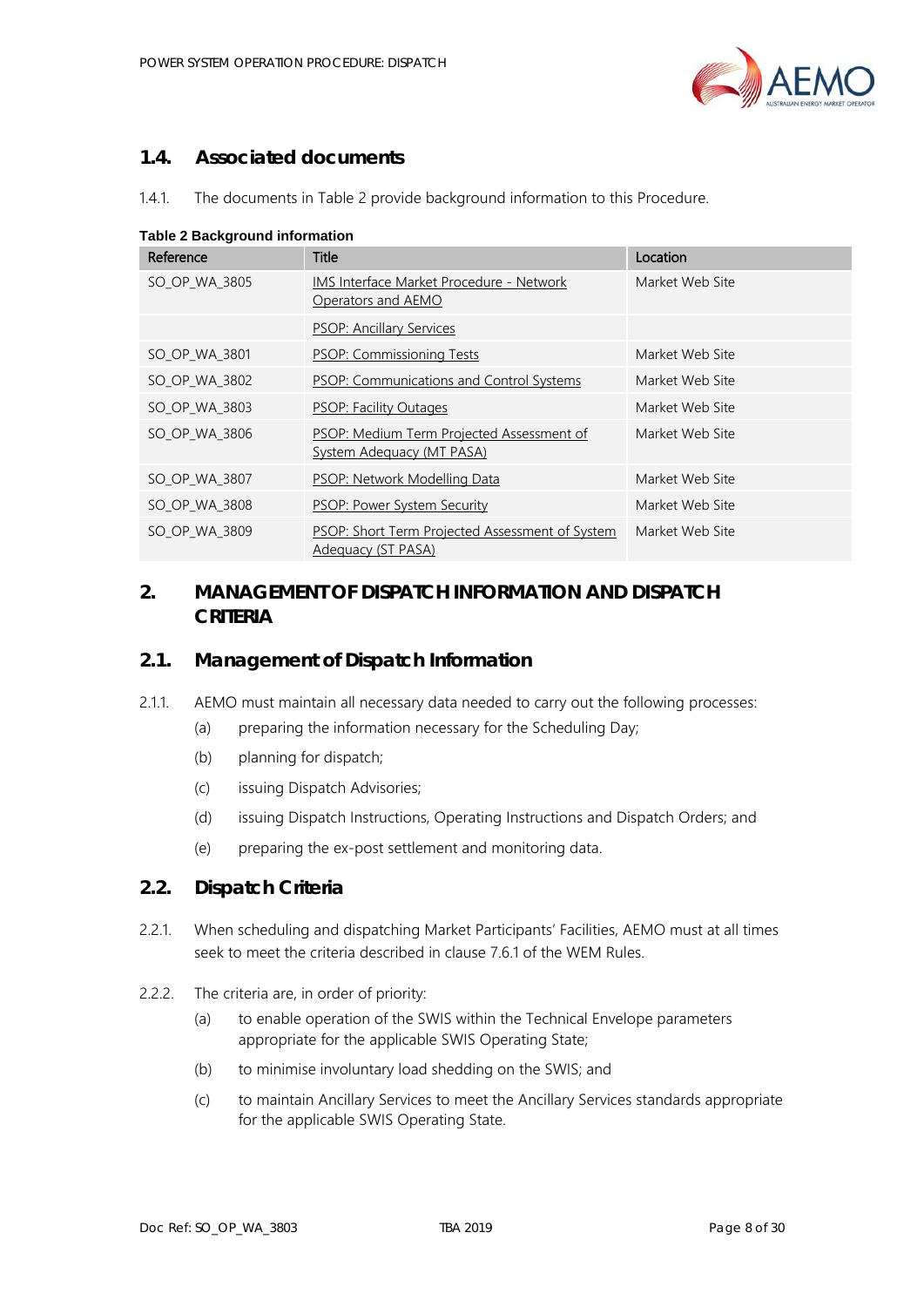## 1.4. Associated documents

1.4.1. The documents in Table 2 provide background information to this Procedure.

**Table 2 Background information**

| Reference | Title | Location |
|---|---|---|
| SO_OP_WA_3805 | IMS Interface Market Procedure - Network Operators and AEMO | Market Web Site |
| | PSOP: Ancillary Services | |
| SO_OP_WA_3801 | PSOP: Commissioning Tests | Market Web Site |
| SO_OP_WA_3802 | PSOP: Communications and Control Systems | Market Web Site |
| SO_OP_WA_3803 | PSOP: Facility Outages | Market Web Site |
| SO_OP_WA_3806 | PSOP: Medium Term Projected Assessment of System Adequacy (MT PASA) | Market Web Site |
| SO_OP_WA_3807 | PSOP: Network Modelling Data | Market Web Site |
| SO_OP_WA_3808 | PSOP: Power System Security | Market Web Site |
| SO_OP_WA_3809 | PSOP: Short Term Projected Assessment of System Adequacy (ST PASA) | Market Web Site |

# 2. MANAGEMENT OF DISPATCH INFORMATION AND DISPATCH CRITERIA

## 2.1. Management of Dispatch Information

2.1.1. AEMO must maintain all necessary data needed to carry out the following processes:

(a) preparing the information necessary for the Scheduling Day;

(b) planning for dispatch;

(c) issuing Dispatch Advisories;

(d) issuing Dispatch Instructions, Operating Instructions and Dispatch Orders; and

(e) preparing the ex-post settlement and monitoring data.

## 2.2. Dispatch Criteria

2.2.1. When scheduling and dispatching Market Participants' Facilities, AEMO must at all times seek to meet the criteria described in clause 7.6.1 of the WEM Rules.

2.2.2. The criteria are, in order of priority:

(a) to enable operation of the SWIS within the Technical Envelope parameters appropriate for the applicable SWIS Operating State;

(b) to minimise involuntary load shedding on the SWIS; and

(c) to maintain Ancillary Services to meet the Ancillary Services standards appropriate for the applicable SWIS Operating State.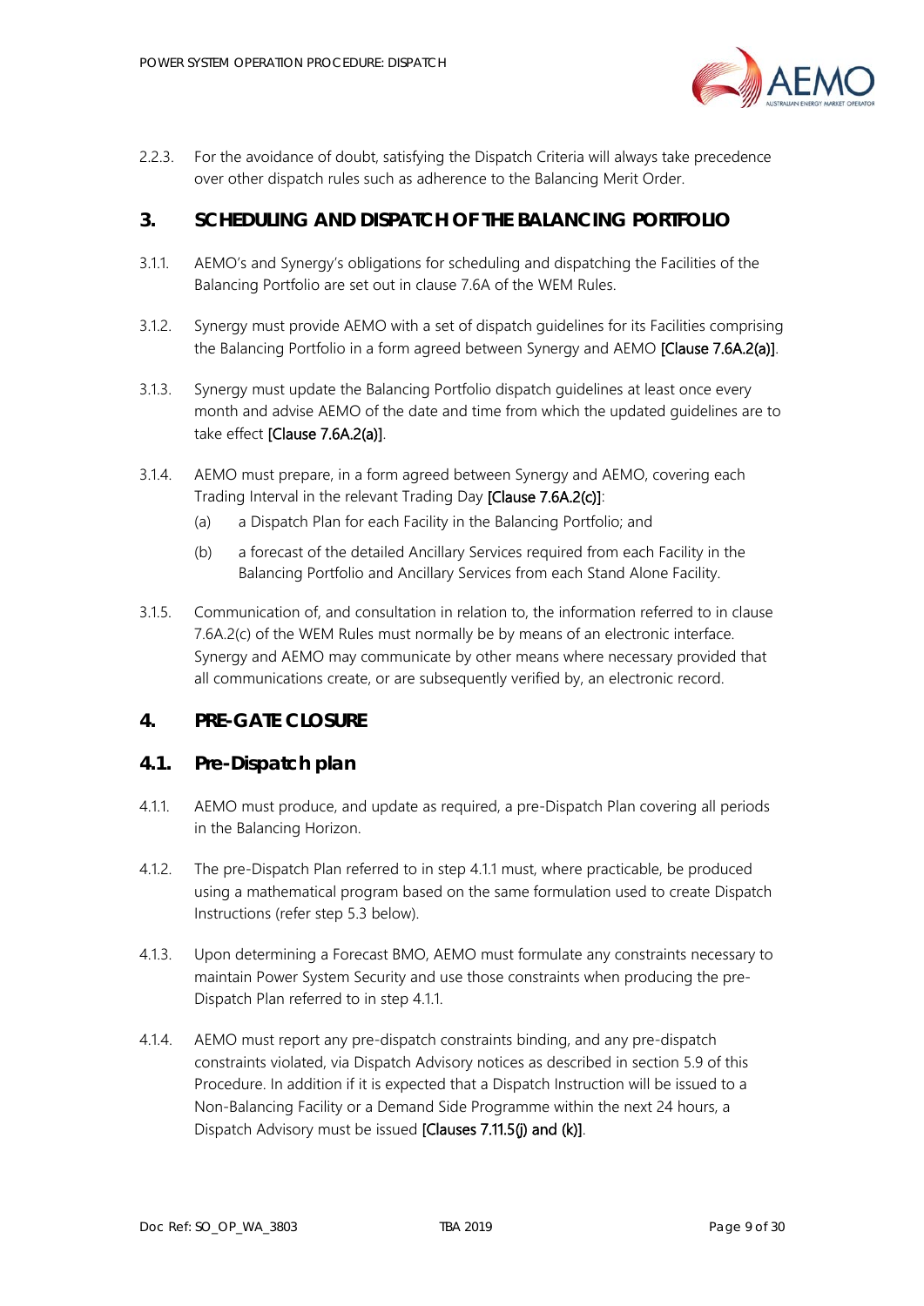2.2.3. For the avoidance of doubt, satisfying the Dispatch Criteria will always take precedence over other dispatch rules such as adherence to the Balancing Merit Order.

# 3. SCHEDULING AND DISPATCH OF THE BALANCING PORTFOLIO

3.1.1. AEMO's and Synergy's obligations for scheduling and dispatching the Facilities of the Balancing Portfolio are set out in clause 7.6A of the WEM Rules.

3.1.2. Synergy must provide AEMO with a set of dispatch guidelines for its Facilities comprising the Balancing Portfolio in a form agreed between Synergy and AEMO **[Clause 7.6A.2(a)]**.

3.1.3. Synergy must update the Balancing Portfolio dispatch guidelines at least once every month and advise AEMO of the date and time from which the updated guidelines are to take effect **[Clause 7.6A.2(a)]**.

3.1.4. AEMO must prepare, in a form agreed between Synergy and AEMO, covering each Trading Interval in the relevant Trading Day **[Clause 7.6A.2(c)]**:

(a) a Dispatch Plan for each Facility in the Balancing Portfolio; and

(b) a forecast of the detailed Ancillary Services required from each Facility in the Balancing Portfolio and Ancillary Services from each Stand Alone Facility.

3.1.5. Communication of, and consultation in relation to, the information referred to in clause 7.6A.2(c) of the WEM Rules must normally be by means of an electronic interface. Synergy and AEMO may communicate by other means where necessary provided that all communications create, or are subsequently verified by, an electronic record.

# 4. PRE-GATE CLOSURE

## 4.1. Pre-Dispatch plan

4.1.1. AEMO must produce, and update as required, a pre-Dispatch Plan covering all periods in the Balancing Horizon.

4.1.2. The pre-Dispatch Plan referred to in step 4.1.1 must, where practicable, be produced using a mathematical program based on the same formulation used to create Dispatch Instructions (refer step 5.3 below).

4.1.3. Upon determining a Forecast BMO, AEMO must formulate any constraints necessary to maintain Power System Security and use those constraints when producing the pre-Dispatch Plan referred to in step 4.1.1.

4.1.4. AEMO must report any pre-dispatch constraints binding, and any pre-dispatch constraints violated, via Dispatch Advisory notices as described in section 5.9 of this Procedure. In addition if it is expected that a Dispatch Instruction will be issued to a Non-Balancing Facility or a Demand Side Programme within the next 24 hours, a Dispatch Advisory must be issued **[Clauses 7.11.5(j) and (k)]**.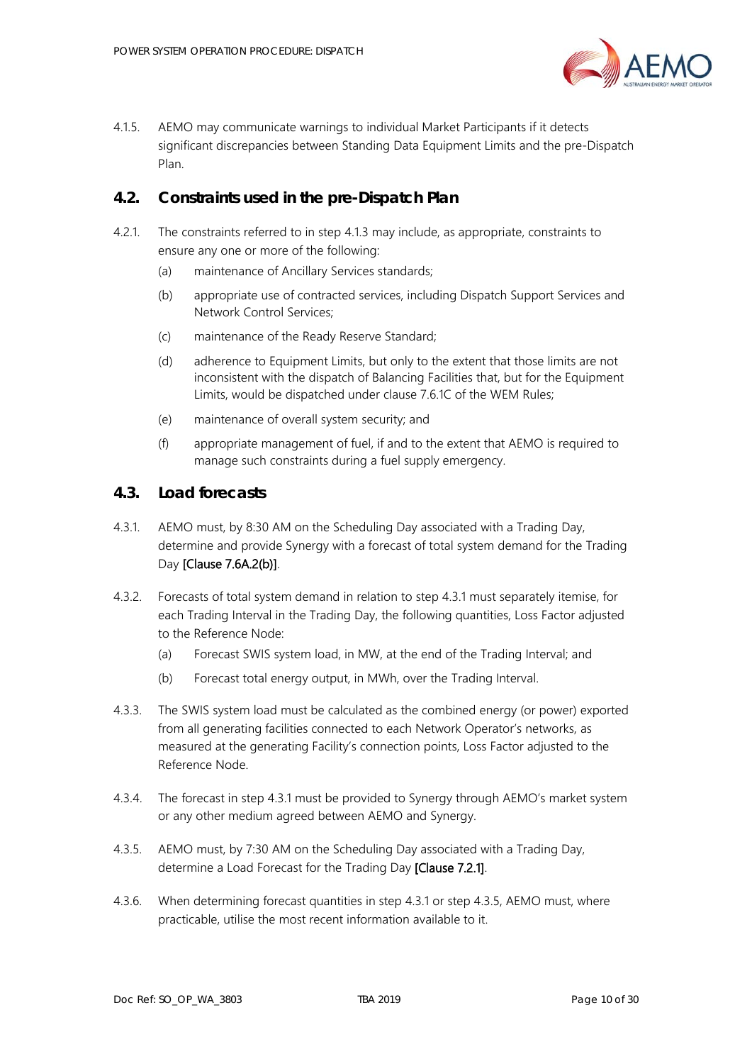4.1.5. AEMO may communicate warnings to individual Market Participants if it detects significant discrepancies between Standing Data Equipment Limits and the pre-Dispatch Plan.

## 4.2. Constraints used in the pre-Dispatch Plan

4.2.1. The constraints referred to in step 4.1.3 may include, as appropriate, constraints to ensure any one or more of the following:

(a) maintenance of Ancillary Services standards;

(b) appropriate use of contracted services, including Dispatch Support Services and Network Control Services;

(c) maintenance of the Ready Reserve Standard;

(d) adherence to Equipment Limits, but only to the extent that those limits are not inconsistent with the dispatch of Balancing Facilities that, but for the Equipment Limits, would be dispatched under clause 7.6.1C of the WEM Rules;

(e) maintenance of overall system security; and

(f) appropriate management of fuel, if and to the extent that AEMO is required to manage such constraints during a fuel supply emergency.

## 4.3. Load forecasts

4.3.1. AEMO must, by 8:30 AM on the Scheduling Day associated with a Trading Day, determine and provide Synergy with a forecast of total system demand for the Trading Day [Clause 7.6A.2(b)].

4.3.2. Forecasts of total system demand in relation to step 4.3.1 must separately itemise, for each Trading Interval in the Trading Day, the following quantities, Loss Factor adjusted to the Reference Node:

(a) Forecast SWIS system load, in MW, at the end of the Trading Interval; and

(b) Forecast total energy output, in MWh, over the Trading Interval.

4.3.3. The SWIS system load must be calculated as the combined energy (or power) exported from all generating facilities connected to each Network Operator's networks, as measured at the generating Facility's connection points, Loss Factor adjusted to the Reference Node.

4.3.4. The forecast in step 4.3.1 must be provided to Synergy through AEMO's market system or any other medium agreed between AEMO and Synergy.

4.3.5. AEMO must, by 7:30 AM on the Scheduling Day associated with a Trading Day, determine a Load Forecast for the Trading Day [Clause 7.2.1].

4.3.6. When determining forecast quantities in step 4.3.1 or step 4.3.5, AEMO must, where practicable, utilise the most recent information available to it.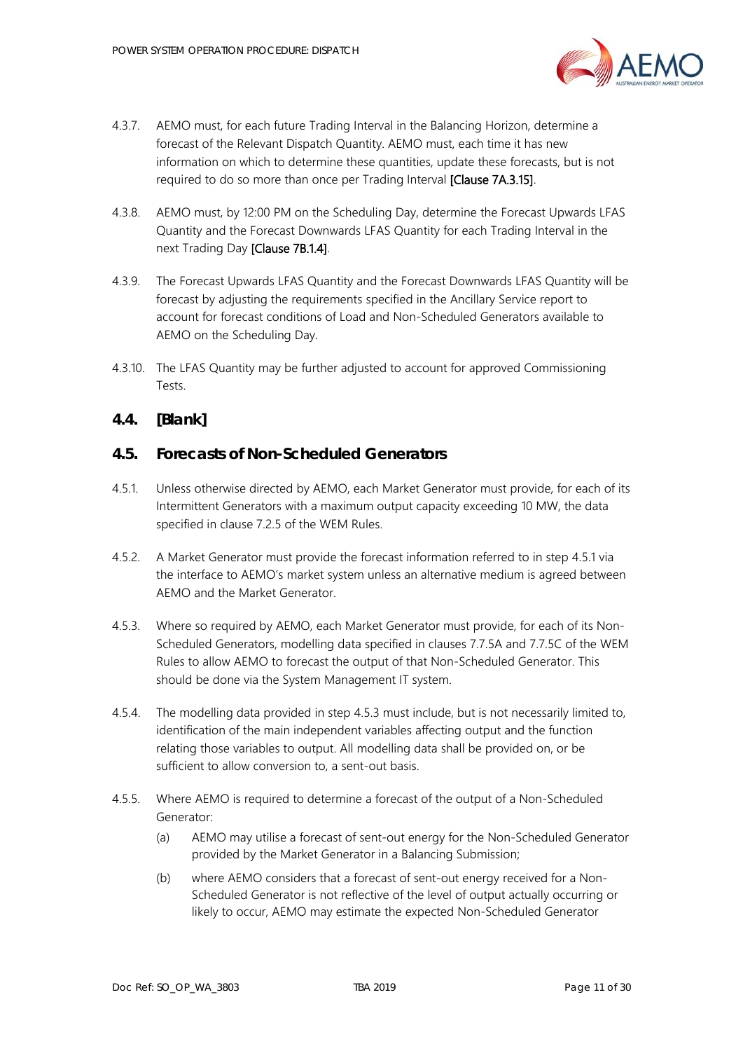4.3.7. AEMO must, for each future Trading Interval in the Balancing Horizon, determine a forecast of the Relevant Dispatch Quantity. AEMO must, each time it has new information on which to determine these quantities, update these forecasts, but is not required to do so more than once per Trading Interval [Clause 7A.3.15].

4.3.8. AEMO must, by 12:00 PM on the Scheduling Day, determine the Forecast Upwards LFAS Quantity and the Forecast Downwards LFAS Quantity for each Trading Interval in the next Trading Day [Clause 7B.1.4].

4.3.9. The Forecast Upwards LFAS Quantity and the Forecast Downwards LFAS Quantity will be forecast by adjusting the requirements specified in the Ancillary Service report to account for forecast conditions of Load and Non-Scheduled Generators available to AEMO on the Scheduling Day.

4.3.10. The LFAS Quantity may be further adjusted to account for approved Commissioning Tests.

## 4.4. [Blank]

## 4.5. Forecasts of Non-Scheduled Generators

4.5.1. Unless otherwise directed by AEMO, each Market Generator must provide, for each of its Intermittent Generators with a maximum output capacity exceeding 10 MW, the data specified in clause 7.2.5 of the WEM Rules.

4.5.2. A Market Generator must provide the forecast information referred to in step 4.5.1 via the interface to AEMO's market system unless an alternative medium is agreed between AEMO and the Market Generator.

4.5.3. Where so required by AEMO, each Market Generator must provide, for each of its Non-Scheduled Generators, modelling data specified in clauses 7.7.5A and 7.7.5C of the WEM Rules to allow AEMO to forecast the output of that Non-Scheduled Generator. This should be done via the System Management IT system.

4.5.4. The modelling data provided in step 4.5.3 must include, but is not necessarily limited to, identification of the main independent variables affecting output and the function relating those variables to output. All modelling data shall be provided on, or be sufficient to allow conversion to, a sent-out basis.

4.5.5. Where AEMO is required to determine a forecast of the output of a Non-Scheduled Generator:

(a) AEMO may utilise a forecast of sent-out energy for the Non-Scheduled Generator provided by the Market Generator in a Balancing Submission;

(b) where AEMO considers that a forecast of sent-out energy received for a Non-Scheduled Generator is not reflective of the level of output actually occurring or likely to occur, AEMO may estimate the expected Non-Scheduled Generator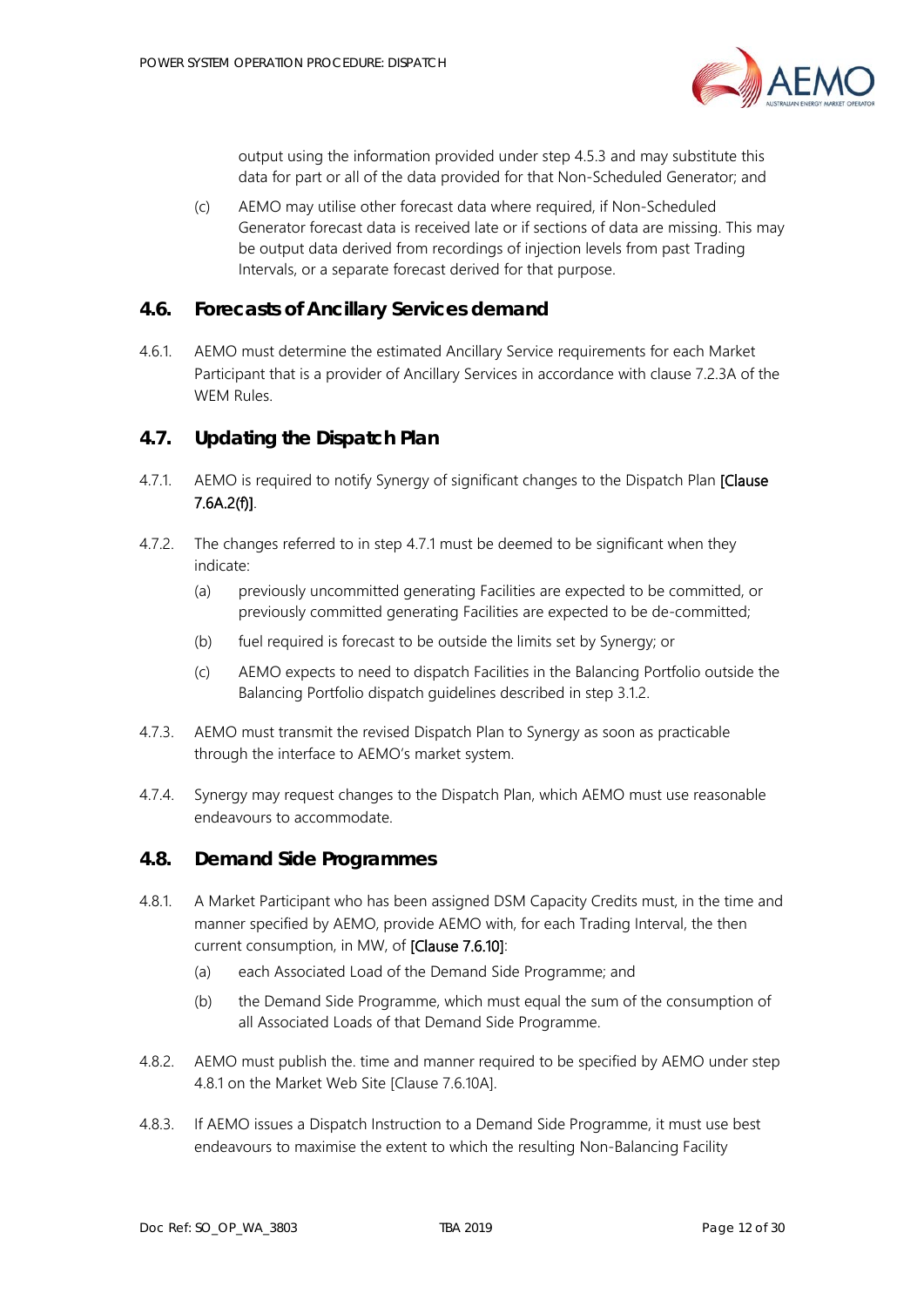output using the information provided under step 4.5.3 and may substitute this data for part or all of the data provided for that Non-Scheduled Generator; and

(c) AEMO may utilise other forecast data where required, if Non-Scheduled Generator forecast data is received late or if sections of data are missing. This may be output data derived from recordings of injection levels from past Trading Intervals, or a separate forecast derived for that purpose.

## 4.6. Forecasts of Ancillary Services demand

4.6.1. AEMO must determine the estimated Ancillary Service requirements for each Market Participant that is a provider of Ancillary Services in accordance with clause 7.2.3A of the WEM Rules.

## 4.7. Updating the Dispatch Plan

4.7.1. AEMO is required to notify Synergy of significant changes to the Dispatch Plan [Clause 7.6A.2(f)].

4.7.2. The changes referred to in step 4.7.1 must be deemed to be significant when they indicate:

(a) previously uncommitted generating Facilities are expected to be committed, or previously committed generating Facilities are expected to be de-committed;

(b) fuel required is forecast to be outside the limits set by Synergy; or

(c) AEMO expects to need to dispatch Facilities in the Balancing Portfolio outside the Balancing Portfolio dispatch guidelines described in step 3.1.2.

4.7.3. AEMO must transmit the revised Dispatch Plan to Synergy as soon as practicable through the interface to AEMO's market system.

4.7.4. Synergy may request changes to the Dispatch Plan, which AEMO must use reasonable endeavours to accommodate.

## 4.8. Demand Side Programmes

4.8.1. A Market Participant who has been assigned DSM Capacity Credits must, in the time and manner specified by AEMO, provide AEMO with, for each Trading Interval, the then current consumption, in MW, of [Clause 7.6.10]:

(a) each Associated Load of the Demand Side Programme; and

(b) the Demand Side Programme, which must equal the sum of the consumption of all Associated Loads of that Demand Side Programme.

4.8.2. AEMO must publish the. time and manner required to be specified by AEMO under step 4.8.1 on the Market Web Site [Clause 7.6.10A].

4.8.3. If AEMO issues a Dispatch Instruction to a Demand Side Programme, it must use best endeavours to maximise the extent to which the resulting Non-Balancing Facility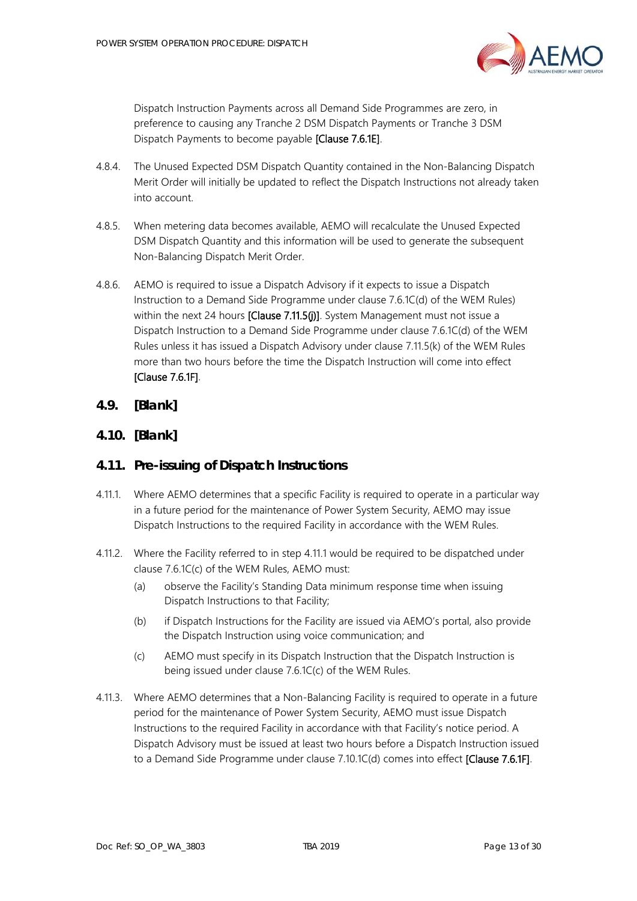Dispatch Instruction Payments across all Demand Side Programmes are zero, in preference to causing any Tranche 2 DSM Dispatch Payments or Tranche 3 DSM Dispatch Payments to become payable **[Clause 7.6.1E]**.

4.8.4. The Unused Expected DSM Dispatch Quantity contained in the Non-Balancing Dispatch Merit Order will initially be updated to reflect the Dispatch Instructions not already taken into account.

4.8.5. When metering data becomes available, AEMO will recalculate the Unused Expected DSM Dispatch Quantity and this information will be used to generate the subsequent Non-Balancing Dispatch Merit Order.

4.8.6. AEMO is required to issue a Dispatch Advisory if it expects to issue a Dispatch Instruction to a Demand Side Programme under clause 7.6.1C(d) of the WEM Rules) within the next 24 hours **[Clause 7.11.5(j)]**. System Management must not issue a Dispatch Instruction to a Demand Side Programme under clause 7.6.1C(d) of the WEM Rules unless it has issued a Dispatch Advisory under clause 7.11.5(k) of the WEM Rules more than two hours before the time the Dispatch Instruction will come into effect **[Clause 7.6.1F]**.

## 4.9. [Blank]

## 4.10. [Blank]

## 4.11. Pre-issuing of Dispatch Instructions

4.11.1. Where AEMO determines that a specific Facility is required to operate in a particular way in a future period for the maintenance of Power System Security, AEMO may issue Dispatch Instructions to the required Facility in accordance with the WEM Rules.

4.11.2. Where the Facility referred to in step 4.11.1 would be required to be dispatched under clause 7.6.1C(c) of the WEM Rules, AEMO must:

(a) observe the Facility's Standing Data minimum response time when issuing Dispatch Instructions to that Facility;

(b) if Dispatch Instructions for the Facility are issued via AEMO's portal, also provide the Dispatch Instruction using voice communication; and

(c) AEMO must specify in its Dispatch Instruction that the Dispatch Instruction is being issued under clause 7.6.1C(c) of the WEM Rules.

4.11.3. Where AEMO determines that a Non-Balancing Facility is required to operate in a future period for the maintenance of Power System Security, AEMO must issue Dispatch Instructions to the required Facility in accordance with that Facility's notice period. A Dispatch Advisory must be issued at least two hours before a Dispatch Instruction issued to a Demand Side Programme under clause 7.10.1C(d) comes into effect **[Clause 7.6.1F]**.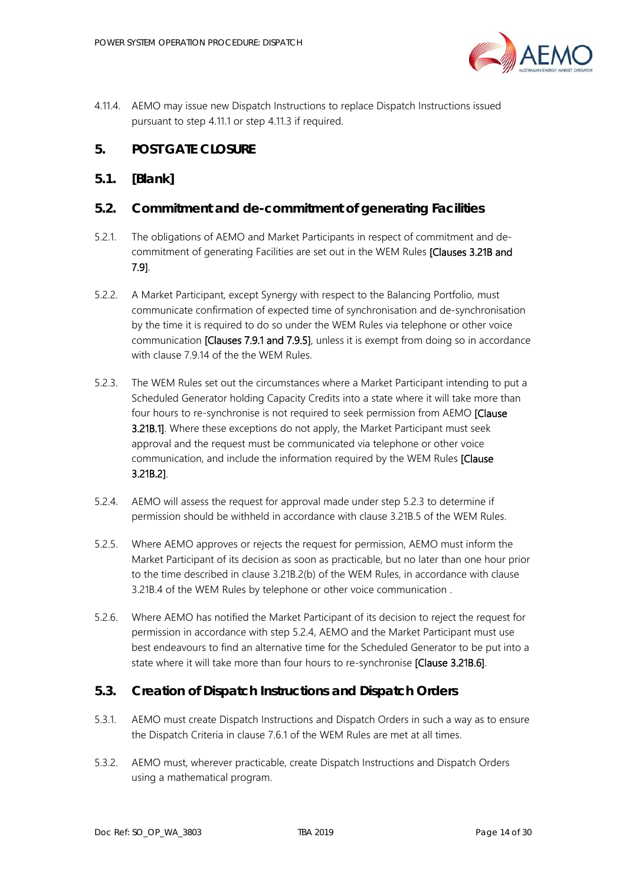4.11.4. AEMO may issue new Dispatch Instructions to replace Dispatch Instructions issued pursuant to step 4.11.1 or step 4.11.3 if required.

## 5. POST GATE CLOSURE

### 5.1. [Blank]

### 5.2. Commitment and de-commitment of generating Facilities

5.2.1. The obligations of AEMO and Market Participants in respect of commitment and de-commitment of generating Facilities are set out in the WEM Rules [Clauses 3.21B and 7.9].

5.2.2. A Market Participant, except Synergy with respect to the Balancing Portfolio, must communicate confirmation of expected time of synchronisation and de-synchronisation by the time it is required to do so under the WEM Rules via telephone or other voice communication [Clauses 7.9.1 and 7.9.5], unless it is exempt from doing so in accordance with clause 7.9.14 of the the WEM Rules.

5.2.3. The WEM Rules set out the circumstances where a Market Participant intending to put a Scheduled Generator holding Capacity Credits into a state where it will take more than four hours to re-synchronise is not required to seek permission from AEMO [Clause 3.21B.1]. Where these exceptions do not apply, the Market Participant must seek approval and the request must be communicated via telephone or other voice communication, and include the information required by the WEM Rules [Clause 3.21B.2].

5.2.4. AEMO will assess the request for approval made under step 5.2.3 to determine if permission should be withheld in accordance with clause 3.21B.5 of the WEM Rules.

5.2.5. Where AEMO approves or rejects the request for permission, AEMO must inform the Market Participant of its decision as soon as practicable, but no later than one hour prior to the time described in clause 3.21B.2(b) of the WEM Rules, in accordance with clause 3.21B.4 of the WEM Rules by telephone or other voice communication .

5.2.6. Where AEMO has notified the Market Participant of its decision to reject the request for permission in accordance with step 5.2.4, AEMO and the Market Participant must use best endeavours to find an alternative time for the Scheduled Generator to be put into a state where it will take more than four hours to re-synchronise [Clause 3.21B.6].

### 5.3. Creation of Dispatch Instructions and Dispatch Orders

5.3.1. AEMO must create Dispatch Instructions and Dispatch Orders in such a way as to ensure the Dispatch Criteria in clause 7.6.1 of the WEM Rules are met at all times.

5.3.2. AEMO must, wherever practicable, create Dispatch Instructions and Dispatch Orders using a mathematical program.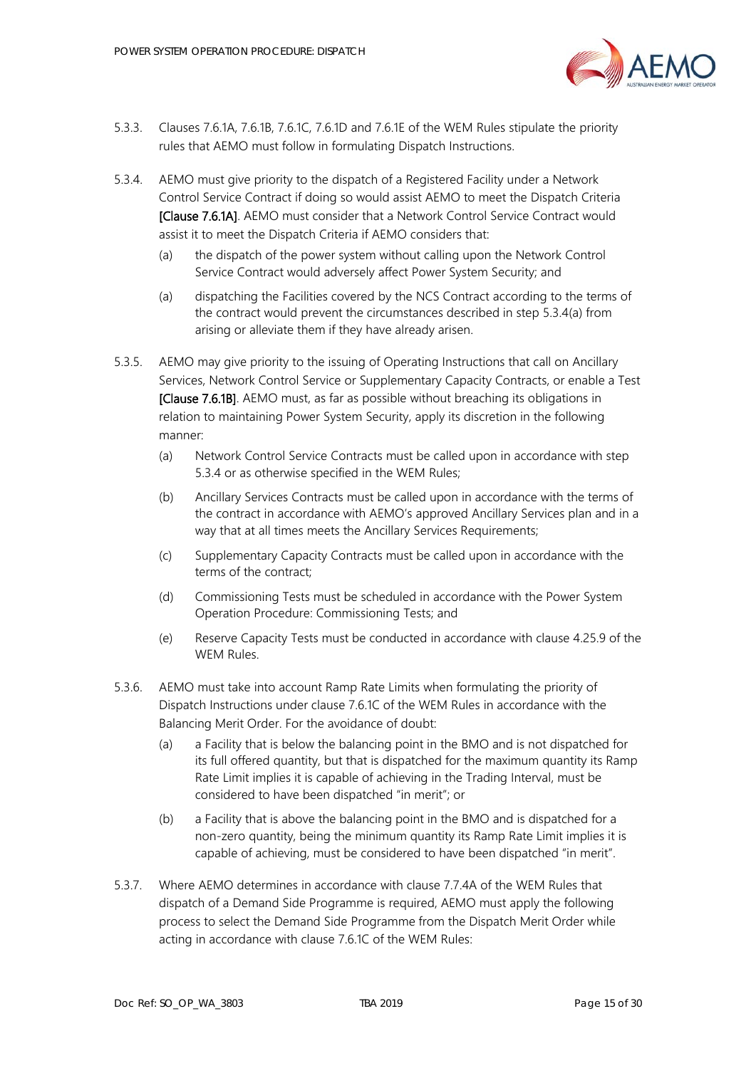5.3.3. Clauses 7.6.1A, 7.6.1B, 7.6.1C, 7.6.1D and 7.6.1E of the WEM Rules stipulate the priority rules that AEMO must follow in formulating Dispatch Instructions.

5.3.4. AEMO must give priority to the dispatch of a Registered Facility under a Network Control Service Contract if doing so would assist AEMO to meet the Dispatch Criteria **[Clause 7.6.1A]**. AEMO must consider that a Network Control Service Contract would assist it to meet the Dispatch Criteria if AEMO considers that:

(a) the dispatch of the power system without calling upon the Network Control Service Contract would adversely affect Power System Security; and

(a) dispatching the Facilities covered by the NCS Contract according to the terms of the contract would prevent the circumstances described in step 5.3.4(a) from arising or alleviate them if they have already arisen.

5.3.5. AEMO may give priority to the issuing of Operating Instructions that call on Ancillary Services, Network Control Service or Supplementary Capacity Contracts, or enable a Test **[Clause 7.6.1B]**. AEMO must, as far as possible without breaching its obligations in relation to maintaining Power System Security, apply its discretion in the following manner:

(a) Network Control Service Contracts must be called upon in accordance with step 5.3.4 or as otherwise specified in the WEM Rules;

(b) Ancillary Services Contracts must be called upon in accordance with the terms of the contract in accordance with AEMO's approved Ancillary Services plan and in a way that at all times meets the Ancillary Services Requirements;

(c) Supplementary Capacity Contracts must be called upon in accordance with the terms of the contract;

(d) Commissioning Tests must be scheduled in accordance with the Power System Operation Procedure: Commissioning Tests; and

(e) Reserve Capacity Tests must be conducted in accordance with clause 4.25.9 of the WEM Rules.

5.3.6. AEMO must take into account Ramp Rate Limits when formulating the priority of Dispatch Instructions under clause 7.6.1C of the WEM Rules in accordance with the Balancing Merit Order. For the avoidance of doubt:

(a) a Facility that is below the balancing point in the BMO and is not dispatched for its full offered quantity, but that is dispatched for the maximum quantity its Ramp Rate Limit implies it is capable of achieving in the Trading Interval, must be considered to have been dispatched "in merit"; or

(b) a Facility that is above the balancing point in the BMO and is dispatched for a non-zero quantity, being the minimum quantity its Ramp Rate Limit implies it is capable of achieving, must be considered to have been dispatched "in merit".

5.3.7. Where AEMO determines in accordance with clause 7.7.4A of the WEM Rules that dispatch of a Demand Side Programme is required, AEMO must apply the following process to select the Demand Side Programme from the Dispatch Merit Order while acting in accordance with clause 7.6.1C of the WEM Rules: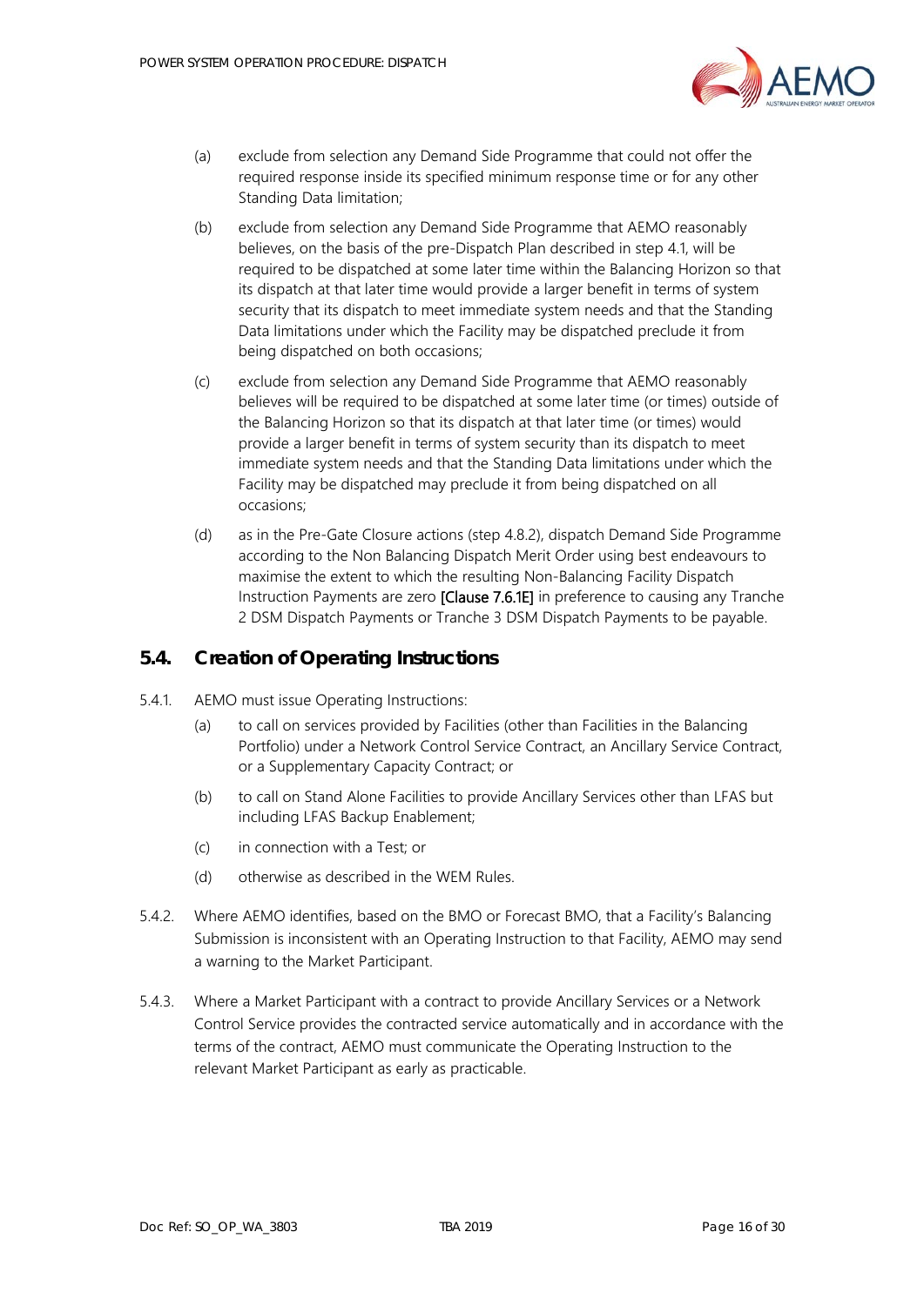(a) exclude from selection any Demand Side Programme that could not offer the required response inside its specified minimum response time or for any other Standing Data limitation;

(b) exclude from selection any Demand Side Programme that AEMO reasonably believes, on the basis of the pre-Dispatch Plan described in step 4.1, will be required to be dispatched at some later time within the Balancing Horizon so that its dispatch at that later time would provide a larger benefit in terms of system security that its dispatch to meet immediate system needs and that the Standing Data limitations under which the Facility may be dispatched preclude it from being dispatched on both occasions;

(c) exclude from selection any Demand Side Programme that AEMO reasonably believes will be required to be dispatched at some later time (or times) outside of the Balancing Horizon so that its dispatch at that later time (or times) would provide a larger benefit in terms of system security than its dispatch to meet immediate system needs and that the Standing Data limitations under which the Facility may be dispatched may preclude it from being dispatched on all occasions;

(d) as in the Pre-Gate Closure actions (step 4.8.2), dispatch Demand Side Programme according to the Non Balancing Dispatch Merit Order using best endeavours to maximise the extent to which the resulting Non-Balancing Facility Dispatch Instruction Payments are zero [Clause 7.6.1E] in preference to causing any Tranche 2 DSM Dispatch Payments or Tranche 3 DSM Dispatch Payments to be payable.

## 5.4. Creation of Operating Instructions

5.4.1. AEMO must issue Operating Instructions:

(a) to call on services provided by Facilities (other than Facilities in the Balancing Portfolio) under a Network Control Service Contract, an Ancillary Service Contract, or a Supplementary Capacity Contract; or

(b) to call on Stand Alone Facilities to provide Ancillary Services other than LFAS but including LFAS Backup Enablement;

(c) in connection with a Test; or

(d) otherwise as described in the WEM Rules.

5.4.2. Where AEMO identifies, based on the BMO or Forecast BMO, that a Facility's Balancing Submission is inconsistent with an Operating Instruction to that Facility, AEMO may send a warning to the Market Participant.

5.4.3. Where a Market Participant with a contract to provide Ancillary Services or a Network Control Service provides the contracted service automatically and in accordance with the terms of the contract, AEMO must communicate the Operating Instruction to the relevant Market Participant as early as practicable.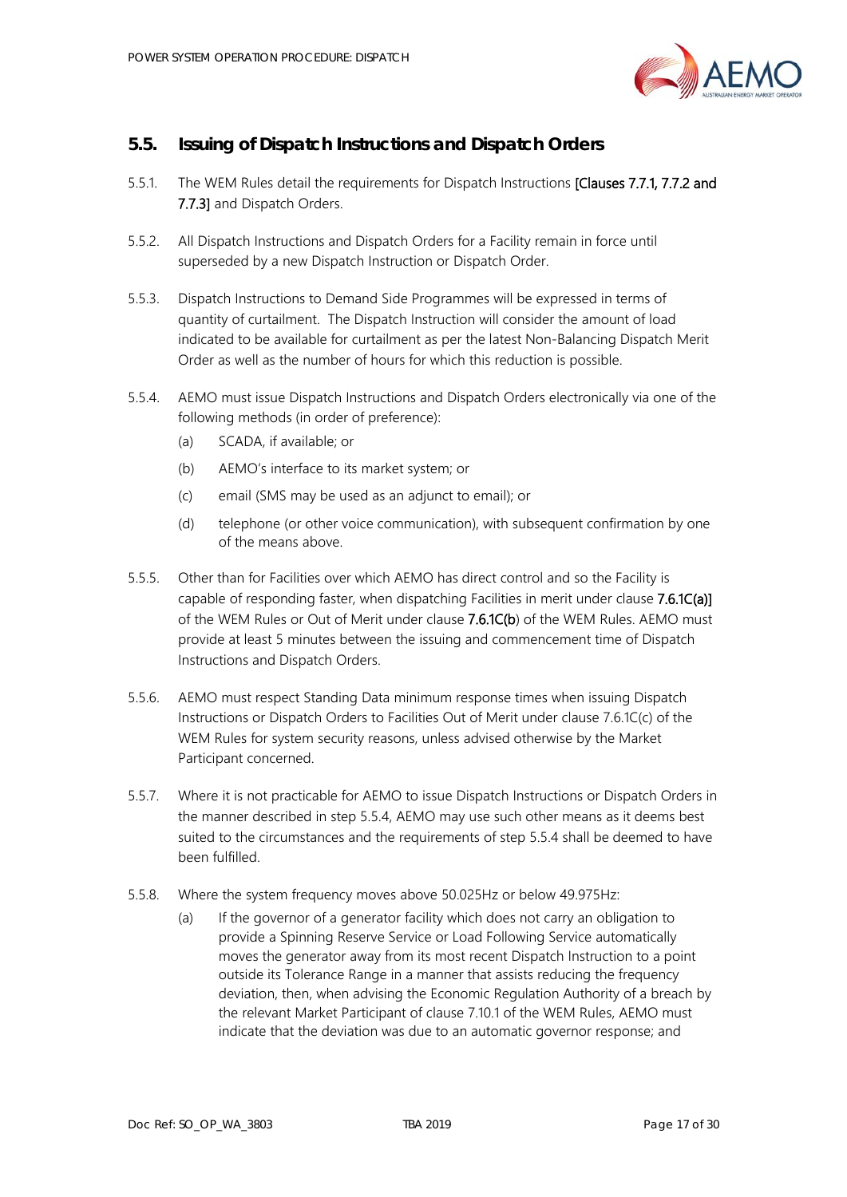## 5.5. Issuing of Dispatch Instructions and Dispatch Orders

5.5.1. The WEM Rules detail the requirements for Dispatch Instructions [Clauses 7.7.1, 7.7.2 and 7.7.3] and Dispatch Orders.

5.5.2. All Dispatch Instructions and Dispatch Orders for a Facility remain in force until superseded by a new Dispatch Instruction or Dispatch Order.

5.5.3. Dispatch Instructions to Demand Side Programmes will be expressed in terms of quantity of curtailment. The Dispatch Instruction will consider the amount of load indicated to be available for curtailment as per the latest Non-Balancing Dispatch Merit Order as well as the number of hours for which this reduction is possible.

5.5.4. AEMO must issue Dispatch Instructions and Dispatch Orders electronically via one of the following methods (in order of preference):

(a) SCADA, if available; or

(b) AEMO's interface to its market system; or

(c) email (SMS may be used as an adjunct to email); or

(d) telephone (or other voice communication), with subsequent confirmation by one of the means above.

5.5.5. Other than for Facilities over which AEMO has direct control and so the Facility is capable of responding faster, when dispatching Facilities in merit under clause 7.6.1C(a)] of the WEM Rules or Out of Merit under clause 7.6.1C(b) of the WEM Rules. AEMO must provide at least 5 minutes between the issuing and commencement time of Dispatch Instructions and Dispatch Orders.

5.5.6. AEMO must respect Standing Data minimum response times when issuing Dispatch Instructions or Dispatch Orders to Facilities Out of Merit under clause 7.6.1C(c) of the WEM Rules for system security reasons, unless advised otherwise by the Market Participant concerned.

5.5.7. Where it is not practicable for AEMO to issue Dispatch Instructions or Dispatch Orders in the manner described in step 5.5.4, AEMO may use such other means as it deems best suited to the circumstances and the requirements of step 5.5.4 shall be deemed to have been fulfilled.

5.5.8. Where the system frequency moves above 50.025Hz or below 49.975Hz:

(a) If the governor of a generator facility which does not carry an obligation to provide a Spinning Reserve Service or Load Following Service automatically moves the generator away from its most recent Dispatch Instruction to a point outside its Tolerance Range in a manner that assists reducing the frequency deviation, then, when advising the Economic Regulation Authority of a breach by the relevant Market Participant of clause 7.10.1 of the WEM Rules, AEMO must indicate that the deviation was due to an automatic governor response; and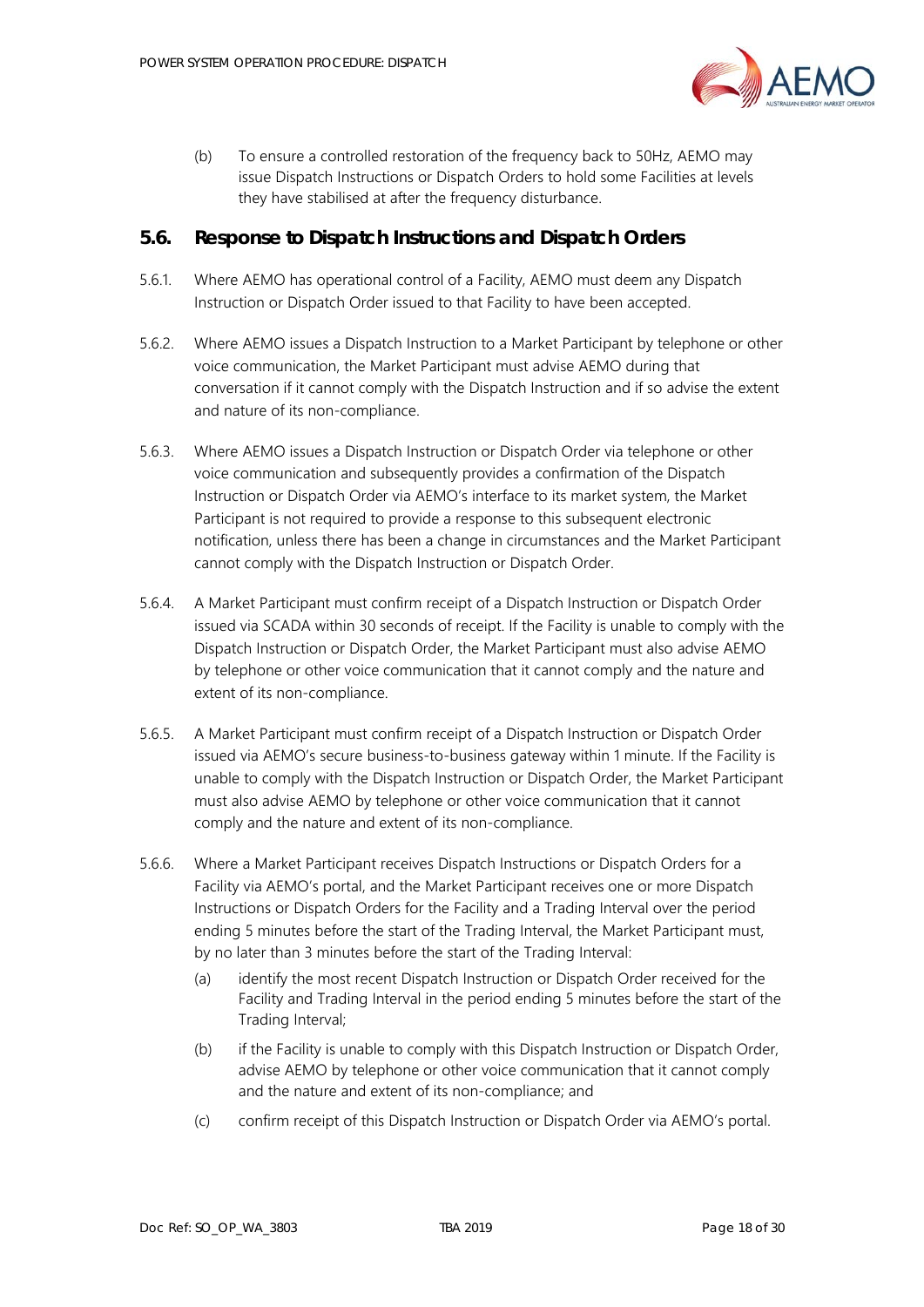(b) To ensure a controlled restoration of the frequency back to 50Hz, AEMO may issue Dispatch Instructions or Dispatch Orders to hold some Facilities at levels they have stabilised at after the frequency disturbance.

## 5.6. Response to Dispatch Instructions and Dispatch Orders

5.6.1. Where AEMO has operational control of a Facility, AEMO must deem any Dispatch Instruction or Dispatch Order issued to that Facility to have been accepted.

5.6.2. Where AEMO issues a Dispatch Instruction to a Market Participant by telephone or other voice communication, the Market Participant must advise AEMO during that conversation if it cannot comply with the Dispatch Instruction and if so advise the extent and nature of its non-compliance.

5.6.3. Where AEMO issues a Dispatch Instruction or Dispatch Order via telephone or other voice communication and subsequently provides a confirmation of the Dispatch Instruction or Dispatch Order via AEMO's interface to its market system, the Market Participant is not required to provide a response to this subsequent electronic notification, unless there has been a change in circumstances and the Market Participant cannot comply with the Dispatch Instruction or Dispatch Order.

5.6.4. A Market Participant must confirm receipt of a Dispatch Instruction or Dispatch Order issued via SCADA within 30 seconds of receipt. If the Facility is unable to comply with the Dispatch Instruction or Dispatch Order, the Market Participant must also advise AEMO by telephone or other voice communication that it cannot comply and the nature and extent of its non-compliance.

5.6.5. A Market Participant must confirm receipt of a Dispatch Instruction or Dispatch Order issued via AEMO's secure business-to-business gateway within 1 minute. If the Facility is unable to comply with the Dispatch Instruction or Dispatch Order, the Market Participant must also advise AEMO by telephone or other voice communication that it cannot comply and the nature and extent of its non-compliance.

5.6.6. Where a Market Participant receives Dispatch Instructions or Dispatch Orders for a Facility via AEMO's portal, and the Market Participant receives one or more Dispatch Instructions or Dispatch Orders for the Facility and a Trading Interval over the period ending 5 minutes before the start of the Trading Interval, the Market Participant must, by no later than 3 minutes before the start of the Trading Interval:

(a) identify the most recent Dispatch Instruction or Dispatch Order received for the Facility and Trading Interval in the period ending 5 minutes before the start of the Trading Interval;

(b) if the Facility is unable to comply with this Dispatch Instruction or Dispatch Order, advise AEMO by telephone or other voice communication that it cannot comply and the nature and extent of its non-compliance; and

(c) confirm receipt of this Dispatch Instruction or Dispatch Order via AEMO's portal.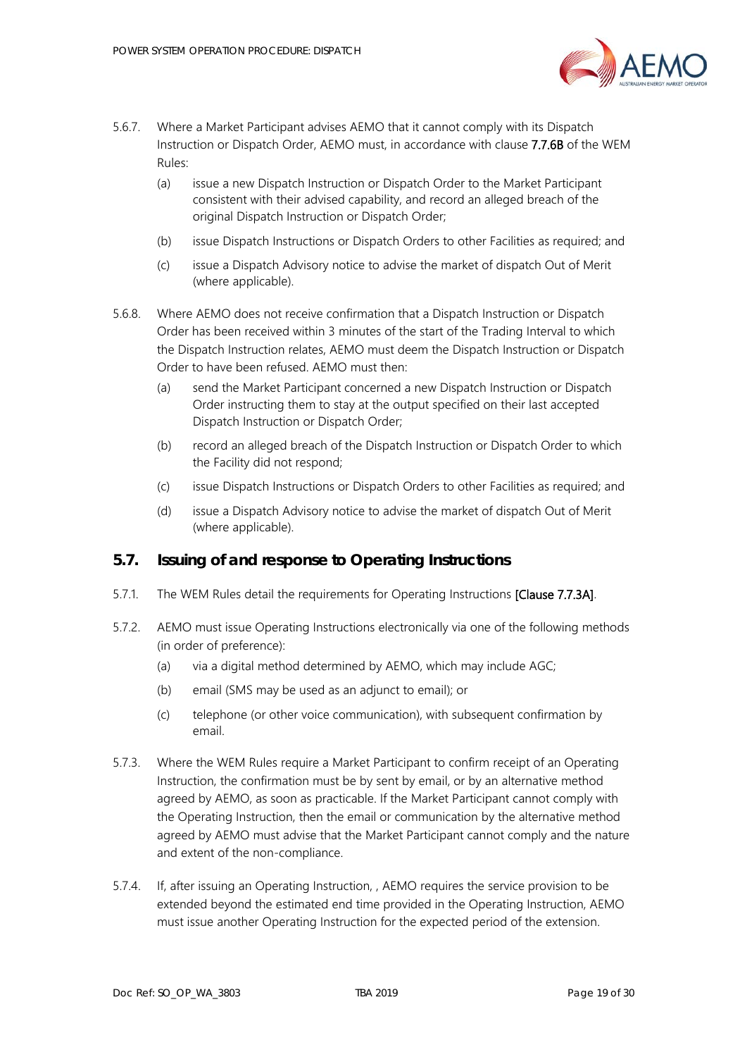5.6.7. Where a Market Participant advises AEMO that it cannot comply with its Dispatch Instruction or Dispatch Order, AEMO must, in accordance with clause 7.7.6B of the WEM Rules:

(a) issue a new Dispatch Instruction or Dispatch Order to the Market Participant consistent with their advised capability, and record an alleged breach of the original Dispatch Instruction or Dispatch Order;

(b) issue Dispatch Instructions or Dispatch Orders to other Facilities as required; and

(c) issue a Dispatch Advisory notice to advise the market of dispatch Out of Merit (where applicable).

5.6.8. Where AEMO does not receive confirmation that a Dispatch Instruction or Dispatch Order has been received within 3 minutes of the start of the Trading Interval to which the Dispatch Instruction relates, AEMO must deem the Dispatch Instruction or Dispatch Order to have been refused. AEMO must then:

(a) send the Market Participant concerned a new Dispatch Instruction or Dispatch Order instructing them to stay at the output specified on their last accepted Dispatch Instruction or Dispatch Order;

(b) record an alleged breach of the Dispatch Instruction or Dispatch Order to which the Facility did not respond;

(c) issue Dispatch Instructions or Dispatch Orders to other Facilities as required; and

(d) issue a Dispatch Advisory notice to advise the market of dispatch Out of Merit (where applicable).

## 5.7. Issuing of and response to Operating Instructions

5.7.1. The WEM Rules detail the requirements for Operating Instructions [Clause 7.7.3A].

5.7.2. AEMO must issue Operating Instructions electronically via one of the following methods (in order of preference):

(a) via a digital method determined by AEMO, which may include AGC;

(b) email (SMS may be used as an adjunct to email); or

(c) telephone (or other voice communication), with subsequent confirmation by email.

5.7.3. Where the WEM Rules require a Market Participant to confirm receipt of an Operating Instruction, the confirmation must be by sent by email, or by an alternative method agreed by AEMO, as soon as practicable. If the Market Participant cannot comply with the Operating Instruction, then the email or communication by the alternative method agreed by AEMO must advise that the Market Participant cannot comply and the nature and extent of the non-compliance.

5.7.4. If, after issuing an Operating Instruction, , AEMO requires the service provision to be extended beyond the estimated end time provided in the Operating Instruction, AEMO must issue another Operating Instruction for the expected period of the extension.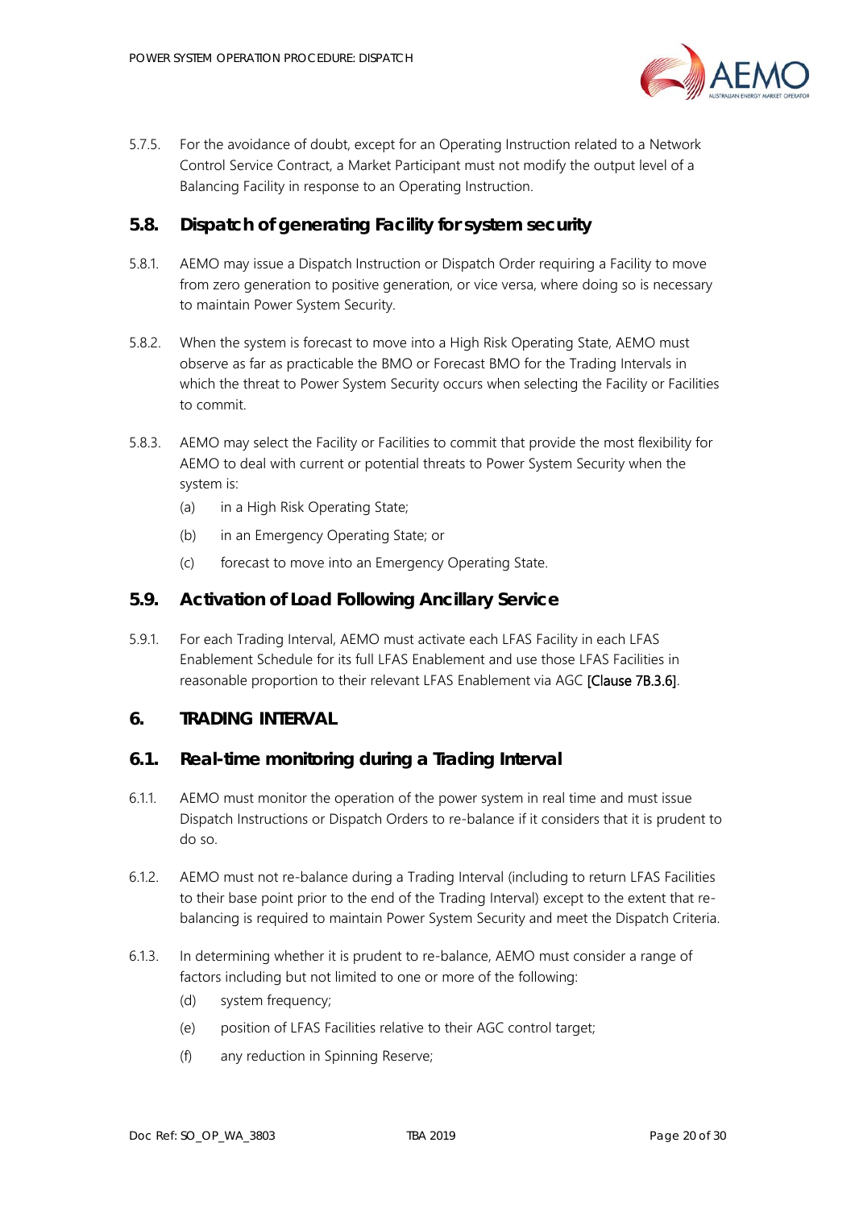5.7.5. For the avoidance of doubt, except for an Operating Instruction related to a Network Control Service Contract, a Market Participant must not modify the output level of a Balancing Facility in response to an Operating Instruction.

## 5.8. Dispatch of generating Facility for system security

5.8.1. AEMO may issue a Dispatch Instruction or Dispatch Order requiring a Facility to move from zero generation to positive generation, or vice versa, where doing so is necessary to maintain Power System Security.

5.8.2. When the system is forecast to move into a High Risk Operating State, AEMO must observe as far as practicable the BMO or Forecast BMO for the Trading Intervals in which the threat to Power System Security occurs when selecting the Facility or Facilities to commit.

5.8.3. AEMO may select the Facility or Facilities to commit that provide the most flexibility for AEMO to deal with current or potential threats to Power System Security when the system is:

(a) in a High Risk Operating State;

(b) in an Emergency Operating State; or

(c) forecast to move into an Emergency Operating State.

## 5.9. Activation of Load Following Ancillary Service

5.9.1. For each Trading Interval, AEMO must activate each LFAS Facility in each LFAS Enablement Schedule for its full LFAS Enablement and use those LFAS Facilities in reasonable proportion to their relevant LFAS Enablement via AGC [Clause 7B.3.6].

# 6. TRADING INTERVAL

## 6.1. Real-time monitoring during a Trading Interval

6.1.1. AEMO must monitor the operation of the power system in real time and must issue Dispatch Instructions or Dispatch Orders to re-balance if it considers that it is prudent to do so.

6.1.2. AEMO must not re-balance during a Trading Interval (including to return LFAS Facilities to their base point prior to the end of the Trading Interval) except to the extent that re-balancing is required to maintain Power System Security and meet the Dispatch Criteria.

6.1.3. In determining whether it is prudent to re-balance, AEMO must consider a range of factors including but not limited to one or more of the following:

(d) system frequency;

(e) position of LFAS Facilities relative to their AGC control target;

(f) any reduction in Spinning Reserve;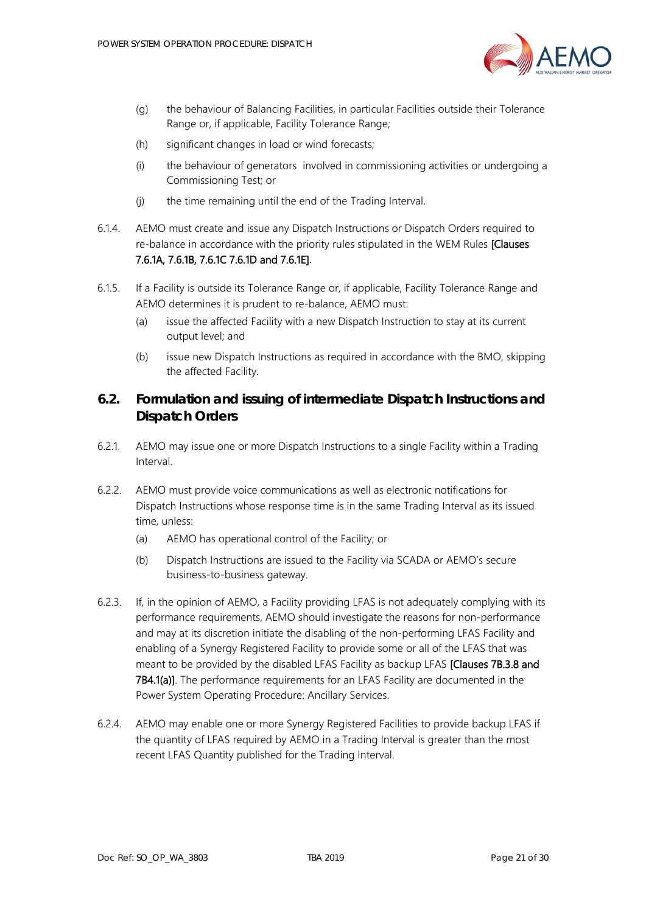(g) the behaviour of Balancing Facilities, in particular Facilities outside their Tolerance Range or, if applicable, Facility Tolerance Range;

(h) significant changes in load or wind forecasts;

(i) the behaviour of generators involved in commissioning activities or undergoing a Commissioning Test; or

(j) the time remaining until the end of the Trading Interval.

6.1.4. AEMO must create and issue any Dispatch Instructions or Dispatch Orders required to re-balance in accordance with the priority rules stipulated in the WEM Rules [Clauses 7.6.1A, 7.6.1B, 7.6.1C 7.6.1D and 7.6.1E].

6.1.5. If a Facility is outside its Tolerance Range or, if applicable, Facility Tolerance Range and AEMO determines it is prudent to re-balance, AEMO must:

(a) issue the affected Facility with a new Dispatch Instruction to stay at its current output level; and

(b) issue new Dispatch Instructions as required in accordance with the BMO, skipping the affected Facility.

## 6.2. Formulation and issuing of intermediate Dispatch Instructions and Dispatch Orders

6.2.1. AEMO may issue one or more Dispatch Instructions to a single Facility within a Trading Interval.

6.2.2. AEMO must provide voice communications as well as electronic notifications for Dispatch Instructions whose response time is in the same Trading Interval as its issued time, unless:

(a) AEMO has operational control of the Facility; or

(b) Dispatch Instructions are issued to the Facility via SCADA or AEMO's secure business-to-business gateway.

6.2.3. If, in the opinion of AEMO, a Facility providing LFAS is not adequately complying with its performance requirements, AEMO should investigate the reasons for non-performance and may at its discretion initiate the disabling of the non-performing LFAS Facility and enabling of a Synergy Registered Facility to provide some or all of the LFAS that was meant to be provided by the disabled LFAS Facility as backup LFAS [Clauses 7B.3.8 and 7B4.1(a)]. The performance requirements for an LFAS Facility are documented in the Power System Operating Procedure: Ancillary Services.

6.2.4. AEMO may enable one or more Synergy Registered Facilities to provide backup LFAS if the quantity of LFAS required by AEMO in a Trading Interval is greater than the most recent LFAS Quantity published for the Trading Interval.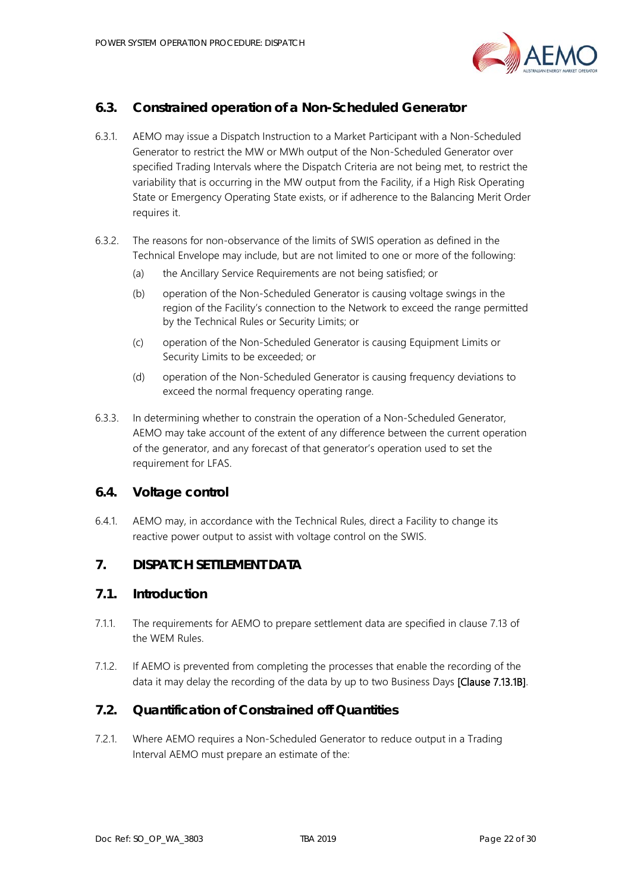### 6.3. Constrained operation of a Non-Scheduled Generator

6.3.1. AEMO may issue a Dispatch Instruction to a Market Participant with a Non-Scheduled Generator to restrict the MW or MWh output of the Non-Scheduled Generator over specified Trading Intervals where the Dispatch Criteria are not being met, to restrict the variability that is occurring in the MW output from the Facility, if a High Risk Operating State or Emergency Operating State exists, or if adherence to the Balancing Merit Order requires it.

6.3.2. The reasons for non-observance of the limits of SWIS operation as defined in the Technical Envelope may include, but are not limited to one or more of the following:

(a) the Ancillary Service Requirements are not being satisfied; or

(b) operation of the Non-Scheduled Generator is causing voltage swings in the region of the Facility's connection to the Network to exceed the range permitted by the Technical Rules or Security Limits; or

(c) operation of the Non-Scheduled Generator is causing Equipment Limits or Security Limits to be exceeded; or

(d) operation of the Non-Scheduled Generator is causing frequency deviations to exceed the normal frequency operating range.

6.3.3. In determining whether to constrain the operation of a Non-Scheduled Generator, AEMO may take account of the extent of any difference between the current operation of the generator, and any forecast of that generator's operation used to set the requirement for LFAS.

### 6.4. Voltage control

6.4.1. AEMO may, in accordance with the Technical Rules, direct a Facility to change its reactive power output to assist with voltage control on the SWIS.

## 7. DISPATCH SETTLEMENT DATA

### 7.1. Introduction

7.1.1. The requirements for AEMO to prepare settlement data are specified in clause 7.13 of the WEM Rules.

7.1.2. If AEMO is prevented from completing the processes that enable the recording of the data it may delay the recording of the data by up to two Business Days [Clause 7.13.1B].

### 7.2. Quantification of Constrained off Quantities

7.2.1. Where AEMO requires a Non-Scheduled Generator to reduce output in a Trading Interval AEMO must prepare an estimate of the: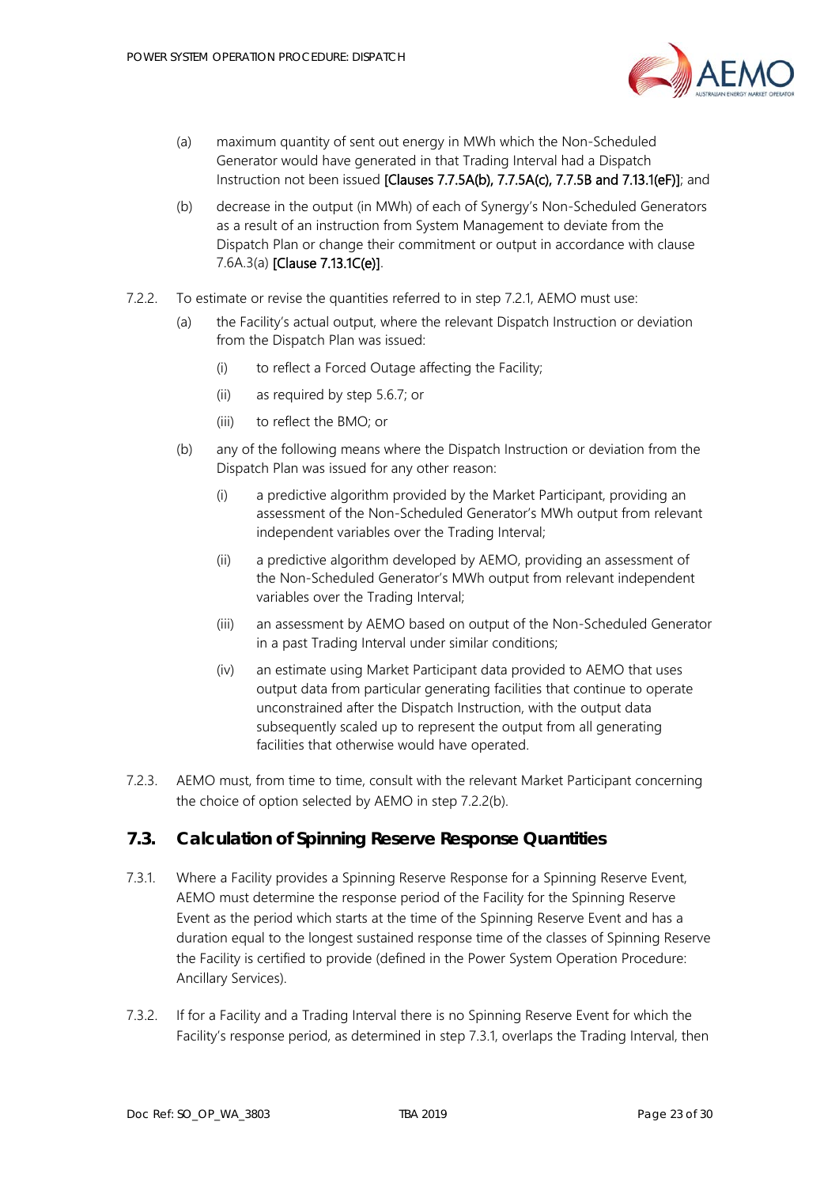(a) maximum quantity of sent out energy in MWh which the Non-Scheduled Generator would have generated in that Trading Interval had a Dispatch Instruction not been issued **[Clauses 7.7.5A(b), 7.7.5A(c), 7.7.5B and 7.13.1(eF)]**; and

(b) decrease in the output (in MWh) of each of Synergy's Non-Scheduled Generators as a result of an instruction from System Management to deviate from the Dispatch Plan or change their commitment or output in accordance with clause 7.6A.3(a) **[Clause 7.13.1C(e)]**.

7.2.2. To estimate or revise the quantities referred to in step 7.2.1, AEMO must use:

(a) the Facility's actual output, where the relevant Dispatch Instruction or deviation from the Dispatch Plan was issued:

(i) to reflect a Forced Outage affecting the Facility;

(ii) as required by step 5.6.7; or

(iii) to reflect the BMO; or

(b) any of the following means where the Dispatch Instruction or deviation from the Dispatch Plan was issued for any other reason:

(i) a predictive algorithm provided by the Market Participant, providing an assessment of the Non-Scheduled Generator's MWh output from relevant independent variables over the Trading Interval;

(ii) a predictive algorithm developed by AEMO, providing an assessment of the Non-Scheduled Generator's MWh output from relevant independent variables over the Trading Interval;

(iii) an assessment by AEMO based on output of the Non-Scheduled Generator in a past Trading Interval under similar conditions;

(iv) an estimate using Market Participant data provided to AEMO that uses output data from particular generating facilities that continue to operate unconstrained after the Dispatch Instruction, with the output data subsequently scaled up to represent the output from all generating facilities that otherwise would have operated.

7.2.3. AEMO must, from time to time, consult with the relevant Market Participant concerning the choice of option selected by AEMO in step 7.2.2(b).

## 7.3. Calculation of Spinning Reserve Response Quantities

7.3.1. Where a Facility provides a Spinning Reserve Response for a Spinning Reserve Event, AEMO must determine the response period of the Facility for the Spinning Reserve Event as the period which starts at the time of the Spinning Reserve Event and has a duration equal to the longest sustained response time of the classes of Spinning Reserve the Facility is certified to provide (defined in the Power System Operation Procedure: Ancillary Services).

7.3.2. If for a Facility and a Trading Interval there is no Spinning Reserve Event for which the Facility's response period, as determined in step 7.3.1, overlaps the Trading Interval, then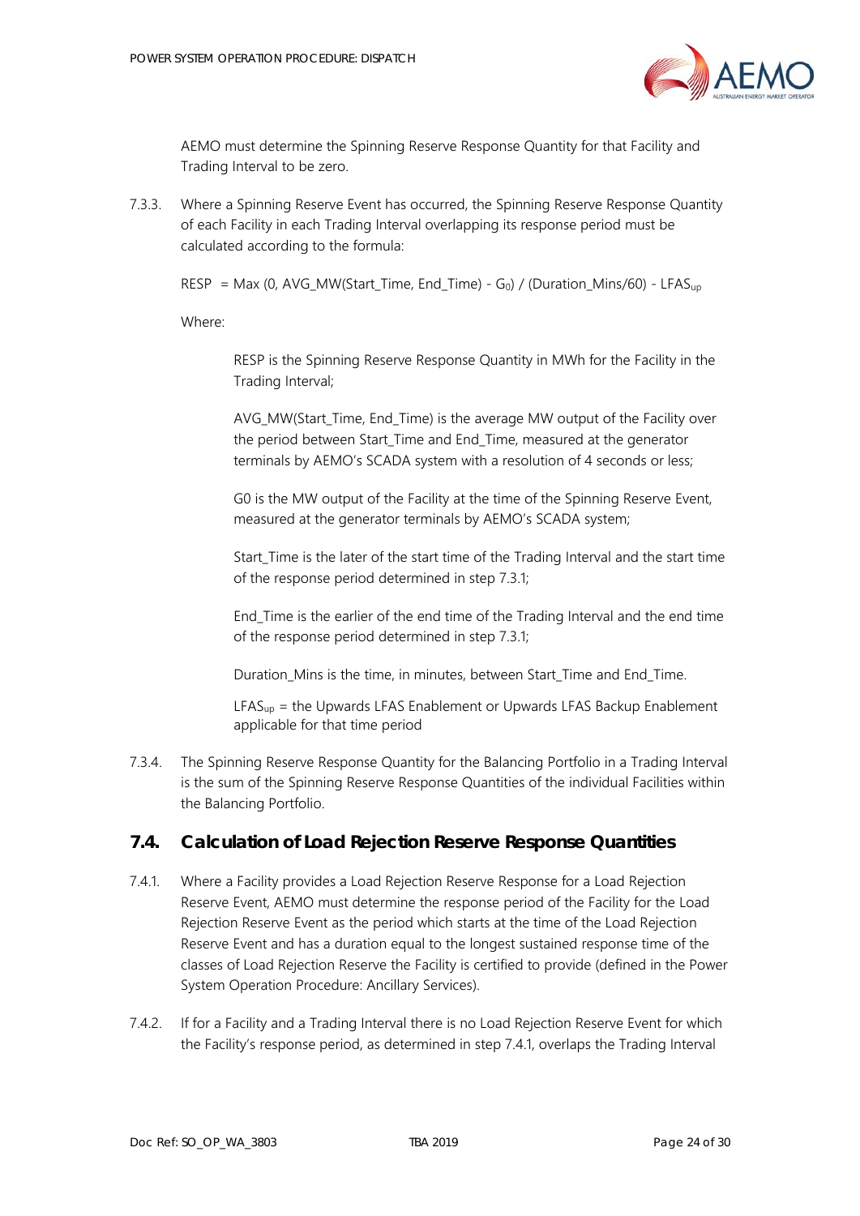AEMO must determine the Spinning Reserve Response Quantity for that Facility and Trading Interval to be zero.

7.3.3. Where a Spinning Reserve Event has occurred, the Spinning Reserve Response Quantity of each Facility in each Trading Interval overlapping its response period must be calculated according to the formula:

$$RESP = Max(0, AVG\_MW(Start\_Time, End\_Time) - G_0) / (Duration\_Mins/60) - LFAS_{up}$$

Where:

RESP is the Spinning Reserve Response Quantity in MWh for the Facility in the Trading Interval;

AVG_MW(Start_Time, End_Time) is the average MW output of the Facility over the period between Start_Time and End_Time, measured at the generator terminals by AEMO's SCADA system with a resolution of 4 seconds or less;

G0 is the MW output of the Facility at the time of the Spinning Reserve Event, measured at the generator terminals by AEMO's SCADA system;

Start_Time is the later of the start time of the Trading Interval and the start time of the response period determined in step 7.3.1;

End_Time is the earlier of the end time of the Trading Interval and the end time of the response period determined in step 7.3.1;

Duration_Mins is the time, in minutes, between Start_Time and End_Time.

$LFAS_{up}$ = the Upwards LFAS Enablement or Upwards LFAS Backup Enablement applicable for that time period

7.3.4. The Spinning Reserve Response Quantity for the Balancing Portfolio in a Trading Interval is the sum of the Spinning Reserve Response Quantities of the individual Facilities within the Balancing Portfolio.

## 7.4. Calculation of Load Rejection Reserve Response Quantities

7.4.1. Where a Facility provides a Load Rejection Reserve Response for a Load Rejection Reserve Event, AEMO must determine the response period of the Facility for the Load Rejection Reserve Event as the period which starts at the time of the Load Rejection Reserve Event and has a duration equal to the longest sustained response time of the classes of Load Rejection Reserve the Facility is certified to provide (defined in the Power System Operation Procedure: Ancillary Services).

7.4.2. If for a Facility and a Trading Interval there is no Load Rejection Reserve Event for which the Facility's response period, as determined in step 7.4.1, overlaps the Trading Interval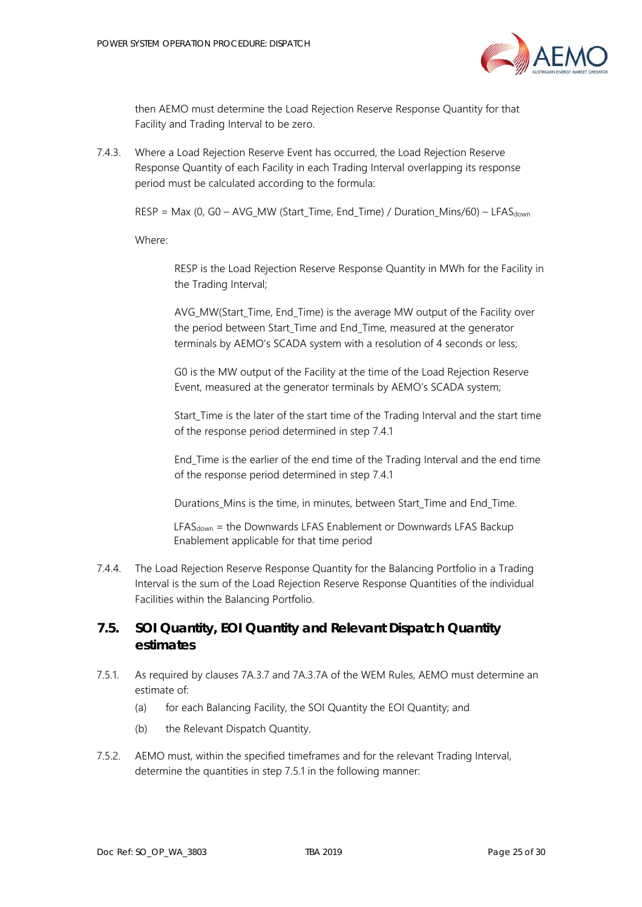then AEMO must determine the Load Rejection Reserve Response Quantity for that Facility and Trading Interval to be zero.

7.4.3. Where a Load Rejection Reserve Event has occurred, the Load Rejection Reserve Response Quantity of each Facility in each Trading Interval overlapping its response period must be calculated according to the formula:

$$RESP = Max\ (0, G0 - AVG\_MW\ (Start\_Time, End\_Time) / Duration\_Mins/60) - LFAS_{down}$$

Where:

RESP is the Load Rejection Reserve Response Quantity in MWh for the Facility in the Trading Interval;

AVG_MW(Start_Time, End_Time) is the average MW output of the Facility over the period between Start_Time and End_Time, measured at the generator terminals by AEMO's SCADA system with a resolution of 4 seconds or less;

G0 is the MW output of the Facility at the time of the Load Rejection Reserve Event, measured at the generator terminals by AEMO's SCADA system;

Start_Time is the later of the start time of the Trading Interval and the start time of the response period determined in step 7.4.1

End_Time is the earlier of the end time of the Trading Interval and the end time of the response period determined in step 7.4.1

Durations_Mins is the time, in minutes, between Start_Time and End_Time.

$LFAS_{down}$ = the Downwards LFAS Enablement or Downwards LFAS Backup Enablement applicable for that time period

7.4.4. The Load Rejection Reserve Response Quantity for the Balancing Portfolio in a Trading Interval is the sum of the Load Rejection Reserve Response Quantities of the individual Facilities within the Balancing Portfolio.

## 7.5. SOI Quantity, EOI Quantity and Relevant Dispatch Quantity estimates

7.5.1. As required by clauses 7A.3.7 and 7A.3.7A of the WEM Rules, AEMO must determine an estimate of:

(a) for each Balancing Facility, the SOI Quantity the EOI Quantity; and

(b) the Relevant Dispatch Quantity.

7.5.2. AEMO must, within the specified timeframes and for the relevant Trading Interval, determine the quantities in step 7.5.1 in the following manner: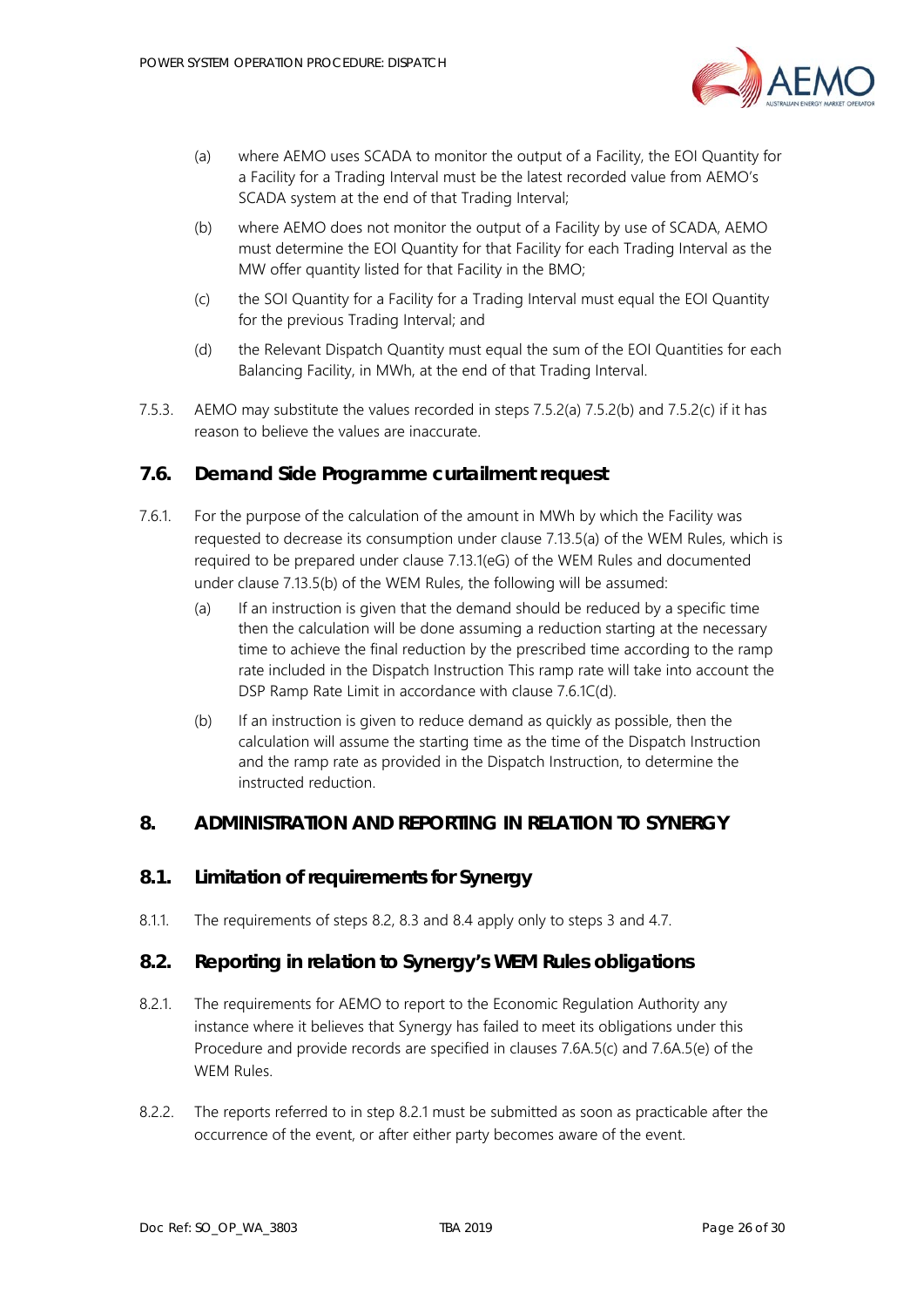(a) where AEMO uses SCADA to monitor the output of a Facility, the EOI Quantity for a Facility for a Trading Interval must be the latest recorded value from AEMO's SCADA system at the end of that Trading Interval;

(b) where AEMO does not monitor the output of a Facility by use of SCADA, AEMO must determine the EOI Quantity for that Facility for each Trading Interval as the MW offer quantity listed for that Facility in the BMO;

(c) the SOI Quantity for a Facility for a Trading Interval must equal the EOI Quantity for the previous Trading Interval; and

(d) the Relevant Dispatch Quantity must equal the sum of the EOI Quantities for each Balancing Facility, in MWh, at the end of that Trading Interval.

7.5.3. AEMO may substitute the values recorded in steps 7.5.2(a) 7.5.2(b) and 7.5.2(c) if it has reason to believe the values are inaccurate.

## 7.6. Demand Side Programme curtailment request

7.6.1. For the purpose of the calculation of the amount in MWh by which the Facility was requested to decrease its consumption under clause 7.13.5(a) of the WEM Rules, which is required to be prepared under clause 7.13.1(eG) of the WEM Rules and documented under clause 7.13.5(b) of the WEM Rules, the following will be assumed:

(a) If an instruction is given that the demand should be reduced by a specific time then the calculation will be done assuming a reduction starting at the necessary time to achieve the final reduction by the prescribed time according to the ramp rate included in the Dispatch Instruction This ramp rate will take into account the DSP Ramp Rate Limit in accordance with clause 7.6.1C(d).

(b) If an instruction is given to reduce demand as quickly as possible, then the calculation will assume the starting time as the time of the Dispatch Instruction and the ramp rate as provided in the Dispatch Instruction, to determine the instructed reduction.

# 8. ADMINISTRATION AND REPORTING IN RELATION TO SYNERGY

## 8.1. Limitation of requirements for Synergy

8.1.1. The requirements of steps 8.2, 8.3 and 8.4 apply only to steps 3 and 4.7.

## 8.2. Reporting in relation to Synergy's WEM Rules obligations

8.2.1. The requirements for AEMO to report to the Economic Regulation Authority any instance where it believes that Synergy has failed to meet its obligations under this Procedure and provide records are specified in clauses 7.6A.5(c) and 7.6A.5(e) of the WEM Rules.

8.2.2. The reports referred to in step 8.2.1 must be submitted as soon as practicable after the occurrence of the event, or after either party becomes aware of the event.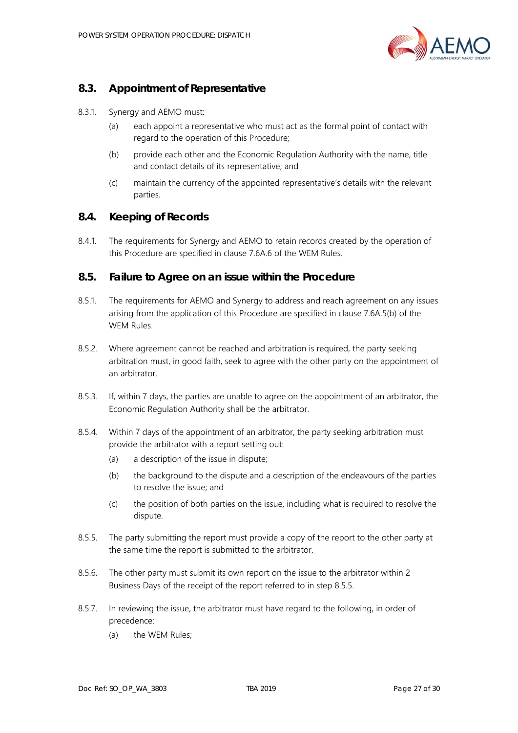## 8.3. Appointment of Representative

8.3.1. Synergy and AEMO must:

(a) each appoint a representative who must act as the formal point of contact with regard to the operation of this Procedure;

(b) provide each other and the Economic Regulation Authority with the name, title and contact details of its representative; and

(c) maintain the currency of the appointed representative's details with the relevant parties.

## 8.4. Keeping of Records

8.4.1. The requirements for Synergy and AEMO to retain records created by the operation of this Procedure are specified in clause 7.6A.6 of the WEM Rules.

## 8.5. Failure to Agree on an issue within the Procedure

8.5.1. The requirements for AEMO and Synergy to address and reach agreement on any issues arising from the application of this Procedure are specified in clause 7.6A.5(b) of the WEM Rules.

8.5.2. Where agreement cannot be reached and arbitration is required, the party seeking arbitration must, in good faith, seek to agree with the other party on the appointment of an arbitrator.

8.5.3. If, within 7 days, the parties are unable to agree on the appointment of an arbitrator, the Economic Regulation Authority shall be the arbitrator.

8.5.4. Within 7 days of the appointment of an arbitrator, the party seeking arbitration must provide the arbitrator with a report setting out:

(a) a description of the issue in dispute;

(b) the background to the dispute and a description of the endeavours of the parties to resolve the issue; and

(c) the position of both parties on the issue, including what is required to resolve the dispute.

8.5.5. The party submitting the report must provide a copy of the report to the other party at the same time the report is submitted to the arbitrator.

8.5.6. The other party must submit its own report on the issue to the arbitrator within 2 Business Days of the receipt of the report referred to in step 8.5.5.

8.5.7. In reviewing the issue, the arbitrator must have regard to the following, in order of precedence:

(a) the WEM Rules;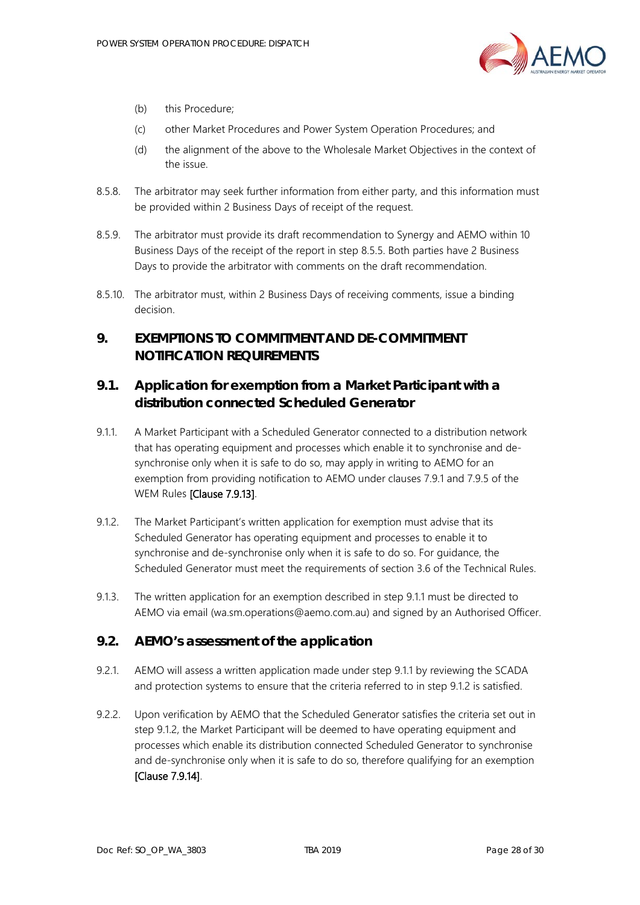(b) this Procedure;

(c) other Market Procedures and Power System Operation Procedures; and

(d) the alignment of the above to the Wholesale Market Objectives in the context of the issue.

8.5.8. The arbitrator may seek further information from either party, and this information must be provided within 2 Business Days of receipt of the request.

8.5.9. The arbitrator must provide its draft recommendation to Synergy and AEMO within 10 Business Days of the receipt of the report in step 8.5.5. Both parties have 2 Business Days to provide the arbitrator with comments on the draft recommendation.

8.5.10. The arbitrator must, within 2 Business Days of receiving comments, issue a binding decision.

# 9. EXEMPTIONS TO COMMITMENT AND DE-COMMITMENT NOTIFICATION REQUIREMENTS

## 9.1. Application for exemption from a Market Participant with a distribution connected Scheduled Generator

9.1.1. A Market Participant with a Scheduled Generator connected to a distribution network that has operating equipment and processes which enable it to synchronise and de-synchronise only when it is safe to do so, may apply in writing to AEMO for an exemption from providing notification to AEMO under clauses 7.9.1 and 7.9.5 of the WEM Rules [Clause 7.9.13].

9.1.2. The Market Participant's written application for exemption must advise that its Scheduled Generator has operating equipment and processes to enable it to synchronise and de-synchronise only when it is safe to do so. For guidance, the Scheduled Generator must meet the requirements of section 3.6 of the Technical Rules.

9.1.3. The written application for an exemption described in step 9.1.1 must be directed to AEMO via email (wa.sm.operations@aemo.com.au) and signed by an Authorised Officer.

## 9.2. AEMO's assessment of the application

9.2.1. AEMO will assess a written application made under step 9.1.1 by reviewing the SCADA and protection systems to ensure that the criteria referred to in step 9.1.2 is satisfied.

9.2.2. Upon verification by AEMO that the Scheduled Generator satisfies the criteria set out in step 9.1.2, the Market Participant will be deemed to have operating equipment and processes which enable its distribution connected Scheduled Generator to synchronise and de-synchronise only when it is safe to do so, therefore qualifying for an exemption [Clause 7.9.14].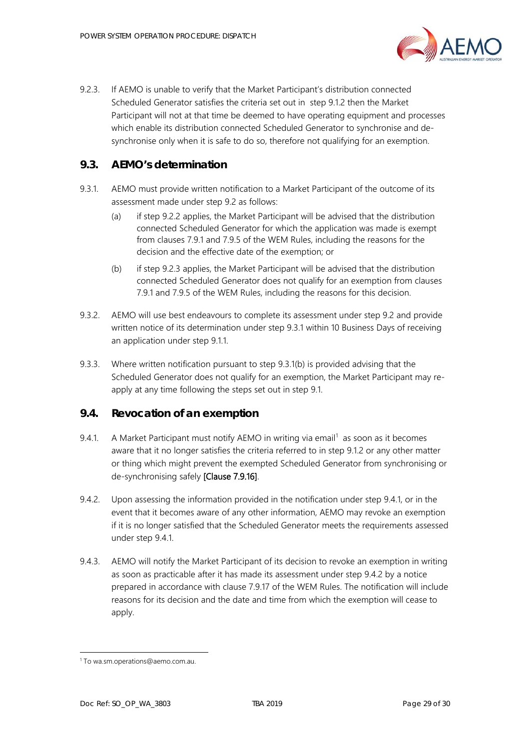9.2.3. If AEMO is unable to verify that the Market Participant's distribution connected Scheduled Generator satisfies the criteria set out in step 9.1.2 then the Market Participant will not at that time be deemed to have operating equipment and processes which enable its distribution connected Scheduled Generator to synchronise and de-synchronise only when it is safe to do so, therefore not qualifying for an exemption.

## 9.3. AEMO's determination

9.3.1. AEMO must provide written notification to a Market Participant of the outcome of its assessment made under step 9.2 as follows:

(a) if step 9.2.2 applies, the Market Participant will be advised that the distribution connected Scheduled Generator for which the application was made is exempt from clauses 7.9.1 and 7.9.5 of the WEM Rules, including the reasons for the decision and the effective date of the exemption; or

(b) if step 9.2.3 applies, the Market Participant will be advised that the distribution connected Scheduled Generator does not qualify for an exemption from clauses 7.9.1 and 7.9.5 of the WEM Rules, including the reasons for this decision.

9.3.2. AEMO will use best endeavours to complete its assessment under step 9.2 and provide written notice of its determination under step 9.3.1 within 10 Business Days of receiving an application under step 9.1.1.

9.3.3. Where written notification pursuant to step 9.3.1(b) is provided advising that the Scheduled Generator does not qualify for an exemption, the Market Participant may re-apply at any time following the steps set out in step 9.1.

## 9.4. Revocation of an exemption

9.4.1. A Market Participant must notify AEMO in writing via email[1] as soon as it becomes aware that it no longer satisfies the criteria referred to in step 9.1.2 or any other matter or thing which might prevent the exempted Scheduled Generator from synchronising or de-synchronising safely [Clause 7.9.16].

9.4.2. Upon assessing the information provided in the notification under step 9.4.1, or in the event that it becomes aware of any other information, AEMO may revoke an exemption if it is no longer satisfied that the Scheduled Generator meets the requirements assessed under step 9.4.1.

9.4.3. AEMO will notify the Market Participant of its decision to revoke an exemption in writing as soon as practicable after it has made its assessment under step 9.4.2 by a notice prepared in accordance with clause 7.9.17 of the WEM Rules. The notification will include reasons for its decision and the date and time from which the exemption will cease to apply.

[1] To wa.sm.operations@aemo.com.au.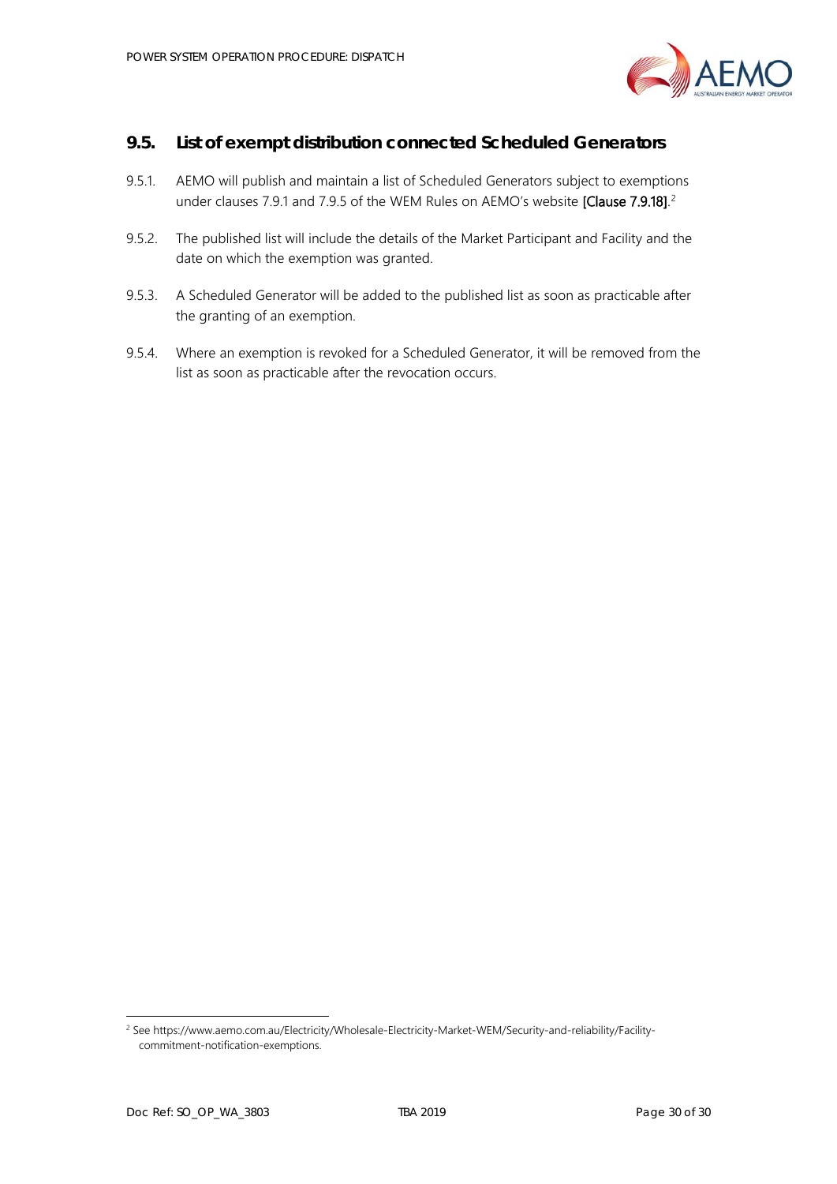## 9.5. List of exempt distribution connected Scheduled Generators

9.5.1. AEMO will publish and maintain a list of Scheduled Generators subject to exemptions under clauses 7.9.1 and 7.9.5 of the WEM Rules on AEMO's website [Clause 7.9.18].[2]

9.5.2. The published list will include the details of the Market Participant and Facility and the date on which the exemption was granted.

9.5.3. A Scheduled Generator will be added to the published list as soon as practicable after the granting of an exemption.

9.5.4. Where an exemption is revoked for a Scheduled Generator, it will be removed from the list as soon as practicable after the revocation occurs.

---

[2] See https://www.aemo.com.au/Electricity/Wholesale-Electricity-Market-WEM/Security-and-reliability/Facility-commitment-notification-exemptions.